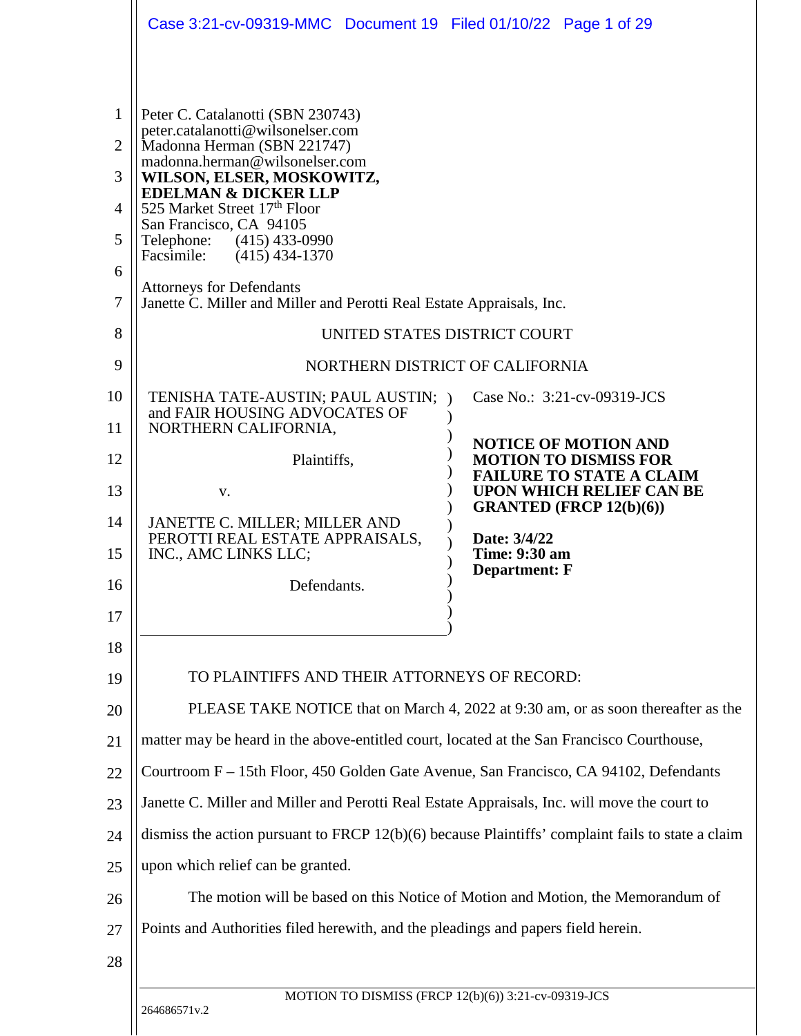Peter C. Catalanotti (SBN 230743)
peter.catalanotti@wilsonelser.com
Madonna Herman (SBN 221747)
madonna.herman@wilsonelser.com
**WILSON, ELSER, MOSKOWITZ, EDELMAN & DICKER LLP**
525 Market Street 17th Floor
San Francisco, CA 94105
Telephone: (415) 433-0990
Facsimile: (415) 434-1370

Attorneys for Defendants
Janette C. Miller and Miller and Perotti Real Estate Appraisals, Inc.

UNITED STATES DISTRICT COURT

NORTHERN DISTRICT OF CALIFORNIA

| | |
|---|---|
| TENISHA TATE-AUSTIN; PAUL AUSTIN; and FAIR HOUSING ADVOCATES OF NORTHERN CALIFORNIA,<br><br>Plaintiffs,<br><br>v.<br><br>JANETTE C. MILLER; MILLER AND PEROTTI REAL ESTATE APPRAISALS, INC., AMC LINKS LLC;<br><br>Defendants. | Case No.: 3:21-cv-09319-JCS<br><br>**NOTICE OF MOTION AND MOTION TO DISMISS FOR FAILURE TO STATE A CLAIM UPON WHICH RELIEF CAN BE GRANTED (FRCP 12(b)(6))**<br><br>**Date: 3/4/22**<br>**Time: 9:30 am**<br>**Department: F** |

TO PLAINTIFFS AND THEIR ATTORNEYS OF RECORD:

PLEASE TAKE NOTICE that on March 4, 2022 at 9:30 am, or as soon thereafter as the matter may be heard in the above-entitled court, located at the San Francisco Courthouse, Courtroom F – 15th Floor, 450 Golden Gate Avenue, San Francisco, CA 94102, Defendants Janette C. Miller and Miller and Perotti Real Estate Appraisals, Inc. will move the court to dismiss the action pursuant to FRCP 12(b)(6) because Plaintiffs' complaint fails to state a claim upon which relief can be granted.

The motion will be based on this Notice of Motion and Motion, the Memorandum of Points and Authorities filed herewith, and the pleadings and papers field herein.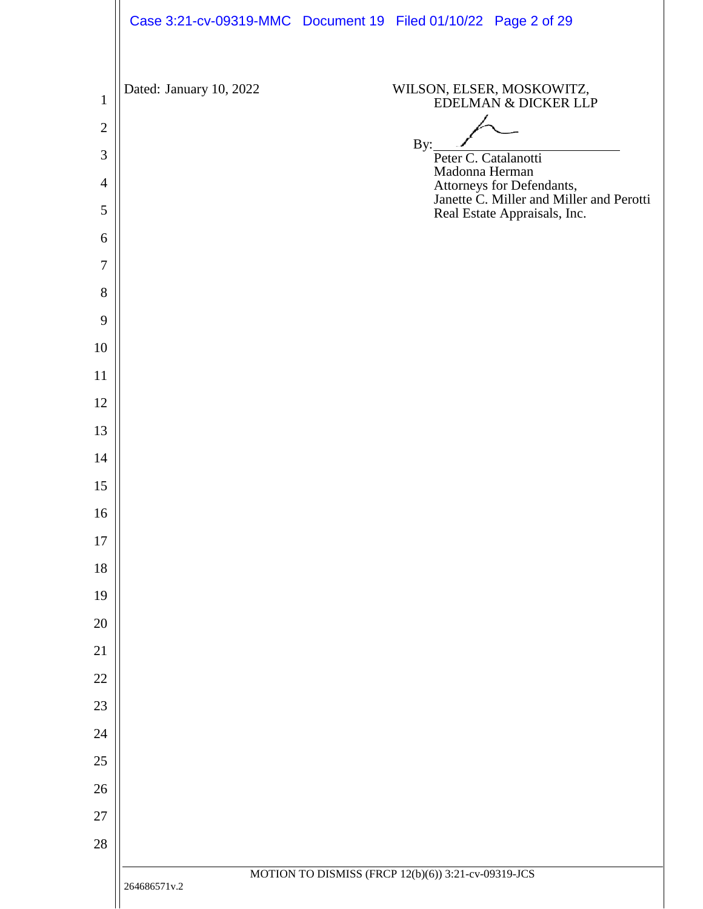Dated: January 10, 2022

WILSON, ELSER, MOSKOWITZ,
EDELMAN & DICKER LLP

By: ______________________
Peter C. Catalanotti
Madonna Herman
Attorneys for Defendants,
Janette C. Miller and Miller and Perotti
Real Estate Appraisals, Inc.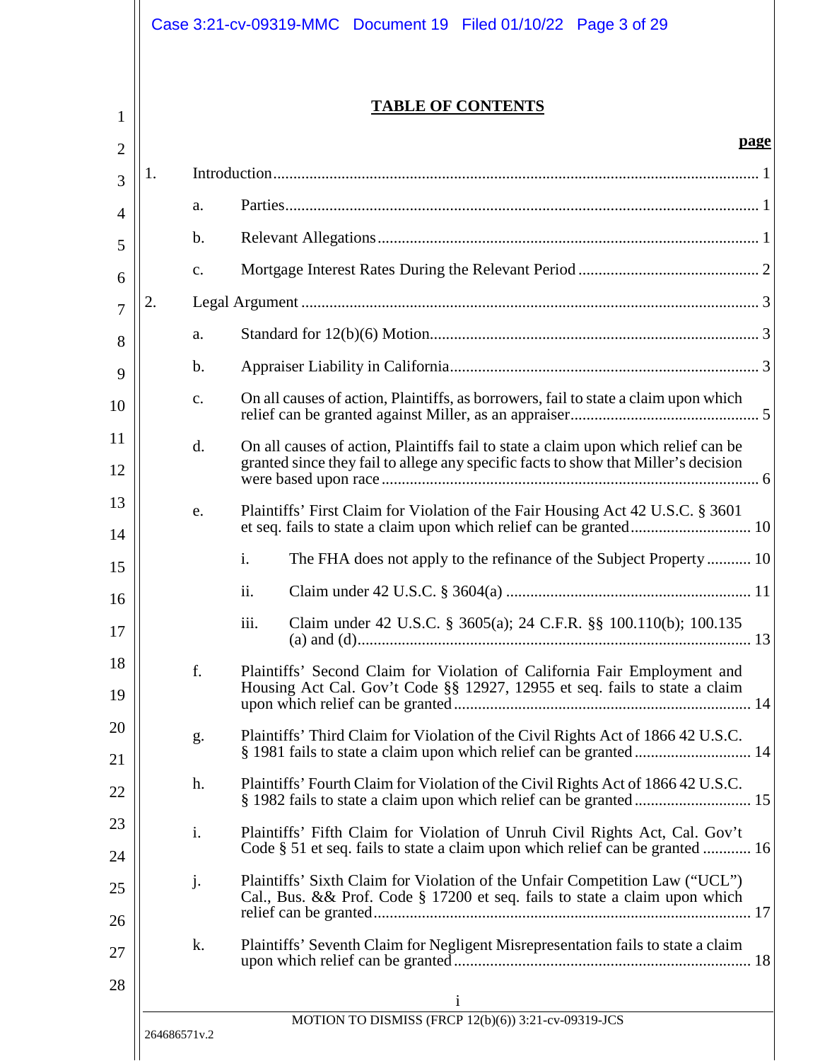# TABLE OF CONTENTS

**page**

1. Introduction ........................................................................................................................ 1
   - a. Parties ..................................................................................................................... 1
   - b. Relevant Allegations ............................................................................................... 1
   - c. Mortgage Interest Rates During the Relevant Period ............................................. 2
2. Legal Argument ................................................................................................................. 3
   - a. Standard for 12(b)(6) Motion.................................................................................. 3
   - b. Appraiser Liability in California ............................................................................ 3
   - c. On all causes of action, Plaintiffs, as borrowers, fail to state a claim upon which relief can be granted against Miller, as an appraiser ............................................... 5
   - d. On all causes of action, Plaintiffs fail to state a claim upon which relief can be granted since they fail to allege any specific facts to show that Miller's decision were based upon race ............................................................................................. 6
   - e. Plaintiffs' First Claim for Violation of the Fair Housing Act 42 U.S.C. § 3601 et seq. fails to state a claim upon which relief can be granted ............................. 10
     - i. The FHA does not apply to the refinance of the Subject Property ........... 10
     - ii. Claim under 42 U.S.C. § 3604(a) ............................................................ 11
     - iii. Claim under 42 U.S.C. § 3605(a); 24 C.F.R. §§ 100.110(b); 100.135 (a) and (d)................................................................................................. 13
   - f. Plaintiffs' Second Claim for Violation of California Fair Employment and Housing Act Cal. Gov't Code §§ 12927, 12955 et seq. fails to state a claim upon which relief can be granted ......................................................................... 14
   - g. Plaintiffs' Third Claim for Violation of the Civil Rights Act of 1866 42 U.S.C. § 1981 fails to state a claim upon which relief can be granted ............................ 14
   - h. Plaintiffs' Fourth Claim for Violation of the Civil Rights Act of 1866 42 U.S.C. § 1982 fails to state a claim upon which relief can be granted ............................ 15
   - i. Plaintiffs' Fifth Claim for Violation of Unruh Civil Rights Act, Cal. Gov't Code § 51 et seq. fails to state a claim upon which relief can be granted ............ 16
   - j. Plaintiffs' Sixth Claim for Violation of the Unfair Competition Law ("UCL") Cal., Bus. && Prof. Code § 17200 et seq. fails to state a claim upon which relief can be granted ............................................................................................. 17
   - k. Plaintiffs' Seventh Claim for Negligent Misrepresentation fails to state a claim upon which relief can be granted ......................................................................... 18

MOTION TO DISMISS (FRCP 12(b)(6)) 3:21-cv-09319-JCS

264686571v.2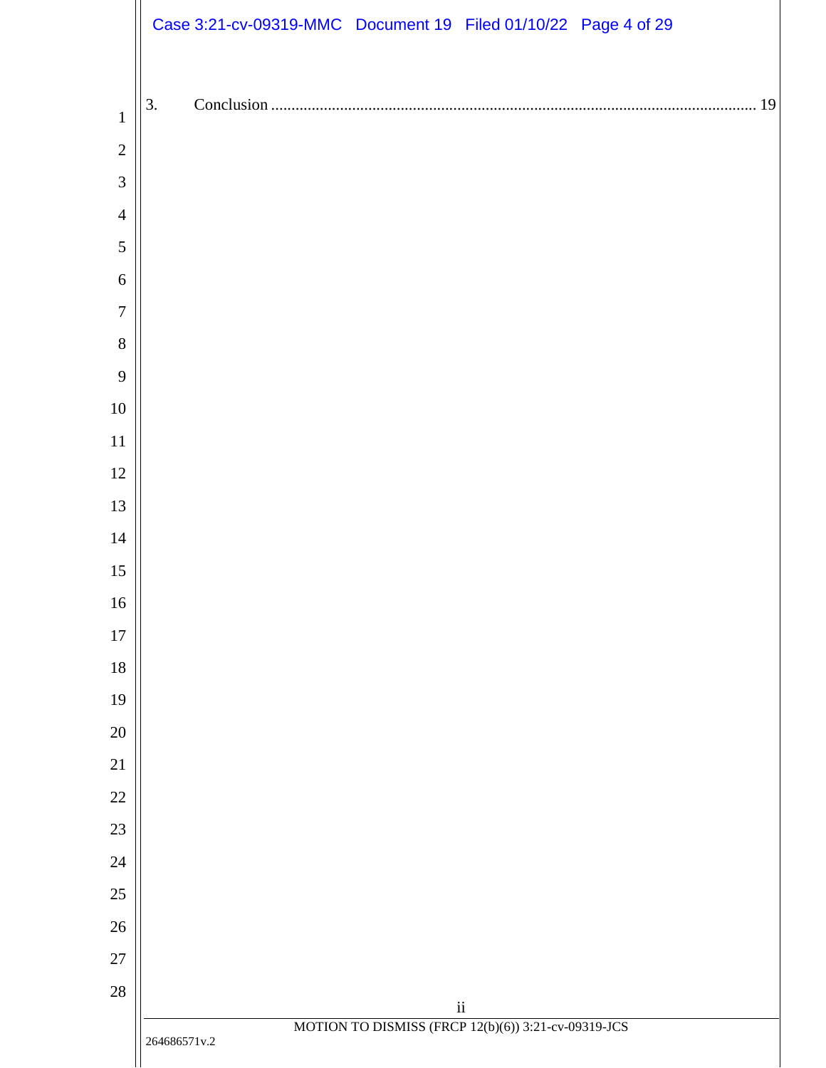3. Conclusion ........................................................................................................................ 19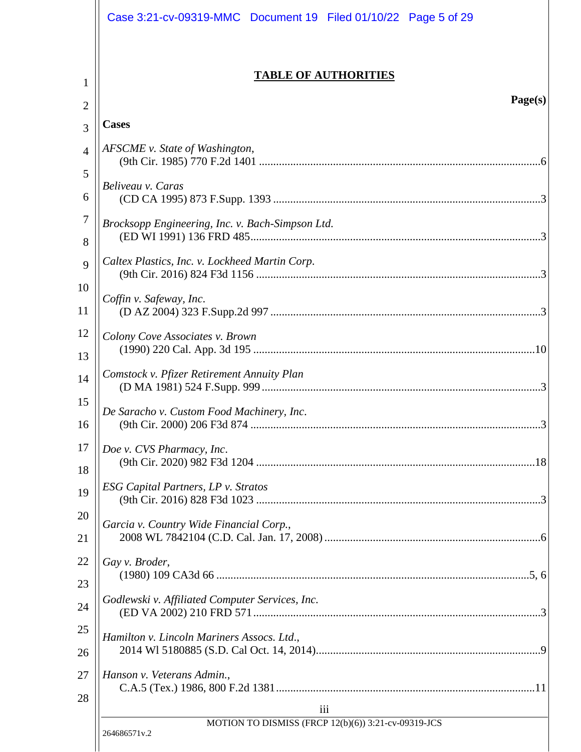# TABLE OF AUTHORITIES

**Page(s)**

**Cases**

*AFSCME v. State of Washington*,
(9th Cir. 1985) 770 F.2d 1401 ....................6

*Beliveau v. Caras*
(CD CA 1995) 873 F.Supp. 1393 ....................3

*Brocksopp Engineering, Inc. v. Bach-Simpson Ltd.*
(ED WI 1991) 136 FRD 485....................3

*Caltex Plastics, Inc. v. Lockheed Martin Corp.*
(9th Cir. 2016) 824 F3d 1156 ....................3

*Coffin v. Safeway, Inc.*
(D AZ 2004) 323 F.Supp.2d 997 ....................3

*Colony Cove Associates v. Brown*
(1990) 220 Cal. App. 3d 195 ....................10

*Comstock v. Pfizer Retirement Annuity Plan*
(D MA 1981) 524 F.Supp. 999 ....................3

*De Saracho v. Custom Food Machinery, Inc.*
(9th Cir. 2000) 206 F3d 874 ....................3

*Doe v. CVS Pharmacy, Inc.*
(9th Cir. 2020) 982 F3d 1204 ....................18

*ESG Capital Partners, LP v. Stratos*
(9th Cir. 2016) 828 F3d 1023 ....................3

*Garcia v. Country Wide Financial Corp.*,
2008 WL 7842104 (C.D. Cal. Jan. 17, 2008) ....................6

*Gay v. Broder*,
(1980) 109 CA3d 66 ....................5, 6

*Godlewski v. Affiliated Computer Services, Inc.*
(ED VA 2002) 210 FRD 571 ....................3

*Hamilton v. Lincoln Mariners Assocs. Ltd.*,
2014 Wl 5180885 (S.D. Cal Oct. 14, 2014)....................9

*Hanson v. Veterans Admin.*,
C.A.5 (Tex.) 1986, 800 F.2d 1381....................11

MOTION TO DISMISS (FRCP 12(b)(6)) 3:21-cv-09319-JCS

264686571v.2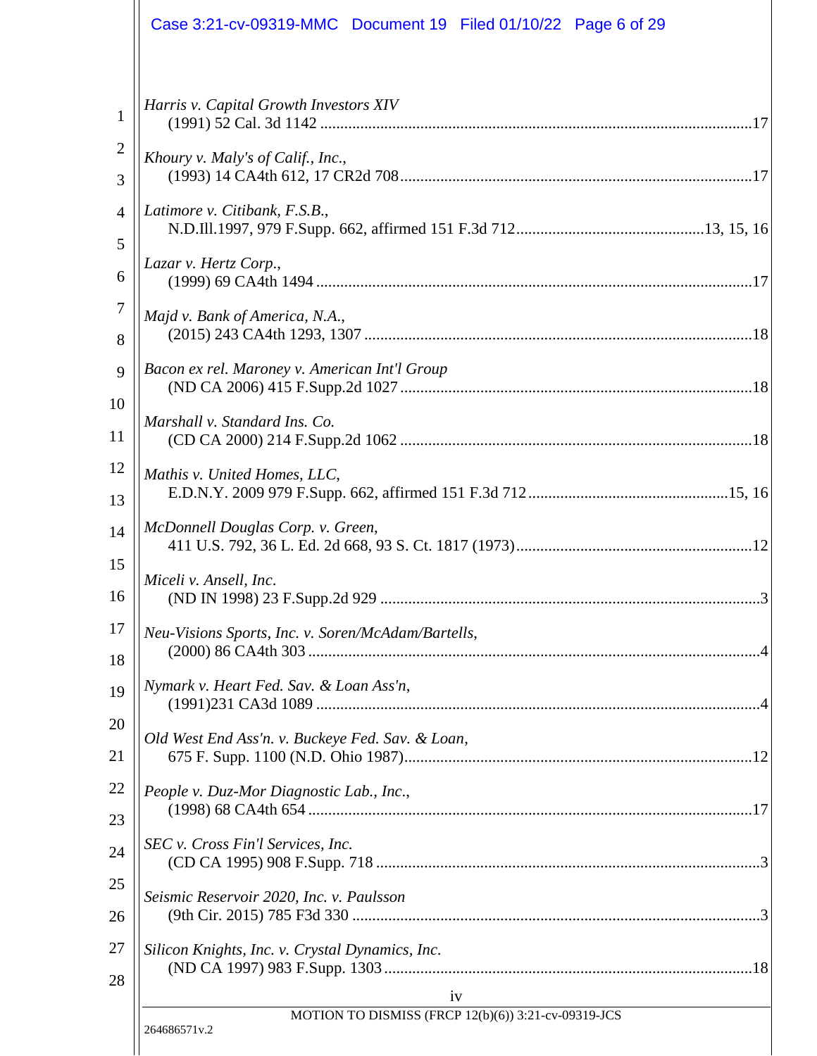*Harris v. Capital Growth Investors XIV*
(1991) 52 Cal. 3d 1142 ........................................................................................................17

*Khoury v. Maly's of Calif., Inc.*,
(1993) 14 CA4th 612, 17 CR2d 708......................................................................................17

*Latimore v. Citibank, F.S.B.*,
N.D.Ill.1997, 979 F.Supp. 662, affirmed 151 F.3d 712..............................................13, 15, 16

*Lazar v. Hertz Corp.*,
(1999) 69 CA4th 1494 ...........................................................................................................17

*Majd v. Bank of America, N.A.*,
(2015) 243 CA4th 1293, 1307 ...............................................................................................18

*Bacon ex rel. Maroney v. American Int'l Group*
(ND CA 2006) 415 F.Supp.2d 1027 ......................................................................................18

*Marshall v. Standard Ins. Co.*
(CD CA 2000) 214 F.Supp.2d 1062 ......................................................................................18

*Mathis v. United Homes, LLC*,
E.D.N.Y. 2009 979 F.Supp. 662, affirmed 151 F.3d 712 .................................................15, 16

*McDonnell Douglas Corp. v. Green*,
411 U.S. 792, 36 L. Ed. 2d 668, 93 S. Ct. 1817 (1973)..........................................................12

*Miceli v. Ansell, Inc.*
(ND IN 1998) 23 F.Supp.2d 929 .............................................................................................3

*Neu-Visions Sports, Inc. v. Soren/McAdam/Bartells*,
(2000) 86 CA4th 303 ..............................................................................................................4

*Nymark v. Heart Fed. Sav. & Loan Ass'n*,
(1991)231 CA3d 1089 .............................................................................................................4

*Old West End Ass'n. v. Buckeye Fed. Sav. & Loan*,
675 F. Supp. 1100 (N.D. Ohio 1987).....................................................................................12

*People v. Duz-Mor Diagnostic Lab., Inc.*,
(1998) 68 CA4th 654 .............................................................................................................17

*SEC v. Cross Fin'l Services, Inc.*
(CD CA 1995) 908 F.Supp. 718 ..............................................................................................3

*Seismic Reservoir 2020, Inc. v. Paulsson*
(9th Cir. 2015) 785 F3d 330 ....................................................................................................3

*Silicon Knights, Inc. v. Crystal Dynamics, Inc.*
(ND CA 1997) 983 F.Supp. 1303 ...........................................................................................18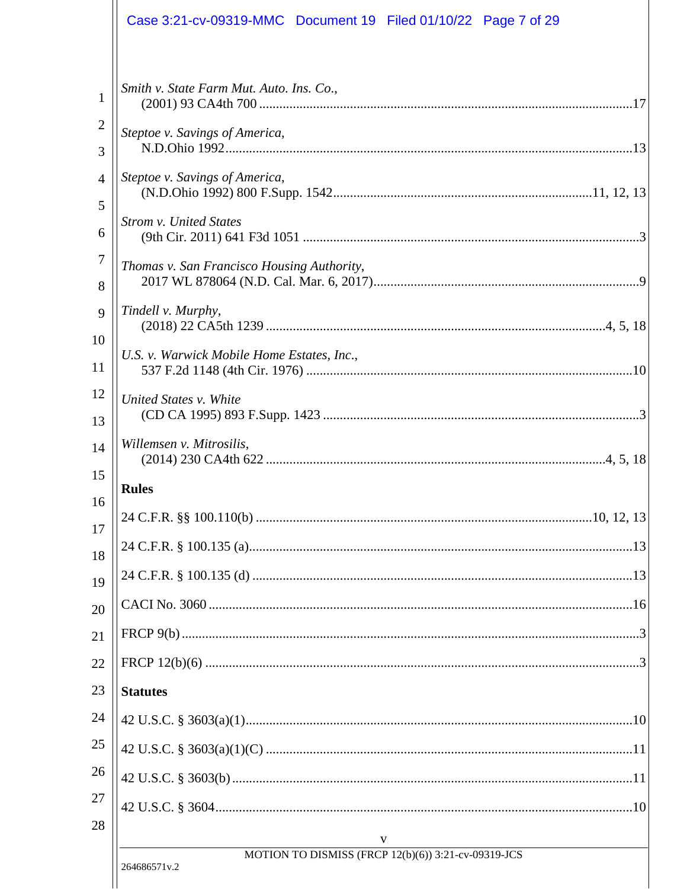*Smith v. State Farm Mut. Auto. Ins. Co.*,
(2001) 93 CA4th 700 .......... 17

*Steptoe v. Savings of America*,
N.D.Ohio 1992 .......... 13

*Steptoe v. Savings of America*,
(N.D.Ohio 1992) 800 F.Supp. 1542 .......... 11, 12, 13

*Strom v. United States*
(9th Cir. 2011) 641 F3d 1051 .......... 3

*Thomas v. San Francisco Housing Authority*,
2017 WL 878064 (N.D. Cal. Mar. 6, 2017) .......... 9

*Tindell v. Murphy*,
(2018) 22 CA5th 1239 .......... 4, 5, 18

*U.S. v. Warwick Mobile Home Estates, Inc.*,
537 F.2d 1148 (4th Cir. 1976) .......... 10

*United States v. White*
(CD CA 1995) 893 F.Supp. 1423 .......... 3

*Willemsen v. Mitrosilis*,
(2014) 230 CA4th 622 .......... 4, 5, 18

**Rules**

24 C.F.R. §§ 100.110(b) .......... 10, 12, 13

24 C.F.R. § 100.135 (a) .......... 13

24 C.F.R. § 100.135 (d) .......... 13

CACI No. 3060 .......... 16

FRCP 9(b) .......... 3

FRCP 12(b)(6) .......... 3

**Statutes**

42 U.S.C. § 3603(a)(1) .......... 10

42 U.S.C. § 3603(a)(1)(C) .......... 11

42 U.S.C. § 3603(b) .......... 11

42 U.S.C. § 3604 .......... 10

MOTION TO DISMISS (FRCP 12(b)(6)) 3:21-cv-09319-JCS

264686571v.2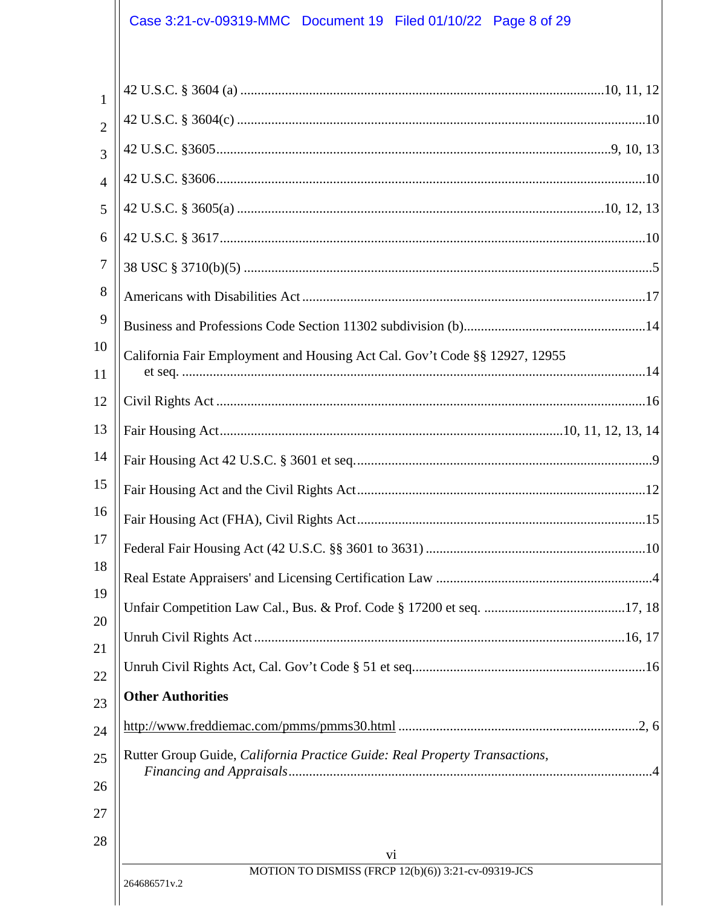42 U.S.C. § 3604 (a) ....................................................................................................10, 11, 12

42 U.S.C. § 3604(c) ....................................................................................................................10

42 U.S.C. §3605.......................................................................................................................9, 10, 13

42 U.S.C. §3606.........................................................................................................................10

42 U.S.C. § 3605(a) ....................................................................................................10, 12, 13

42 U.S.C. § 3617.........................................................................................................................10

38 USC § 3710(b)(5) ....................................................................................................................5

Americans with Disabilities Act ..................................................................................................17

Business and Professions Code Section 11302 subdivision (b).....................................................14

California Fair Employment and Housing Act Cal. Gov't Code §§ 12927, 12955 et seq. ..........14

Civil Rights Act ...........................................................................................................................16

Fair Housing Act..................................................................................................10, 11, 12, 13, 14

Fair Housing Act 42 U.S.C. § 3601 et seq.......................................................................................9

Fair Housing Act and the Civil Rights Act...................................................................................12

Fair Housing Act (FHA), Civil Rights Act...................................................................................15

Federal Fair Housing Act (42 U.S.C. §§ 3601 to 3631) ...............................................................10

Real Estate Appraisers' and Licensing Certification Law ..............................................................4

Unfair Competition Law Cal., Bus. & Prof. Code § 17200 et seq. .........................................17, 18

Unruh Civil Rights Act ..........................................................................................................16, 17

Unruh Civil Rights Act, Cal. Gov't Code § 51 et seq...................................................................16

**Other Authorities**

http://www.freddiemac.com/pmms/pmms30.html .....................................................................2, 6

Rutter Group Guide, *California Practice Guide: Real Property Transactions, Financing and Appraisals*........................................................................................................4

MOTION TO DISMISS (FRCP 12(b)(6)) 3:21-cv-09319-JCS

264686571v.2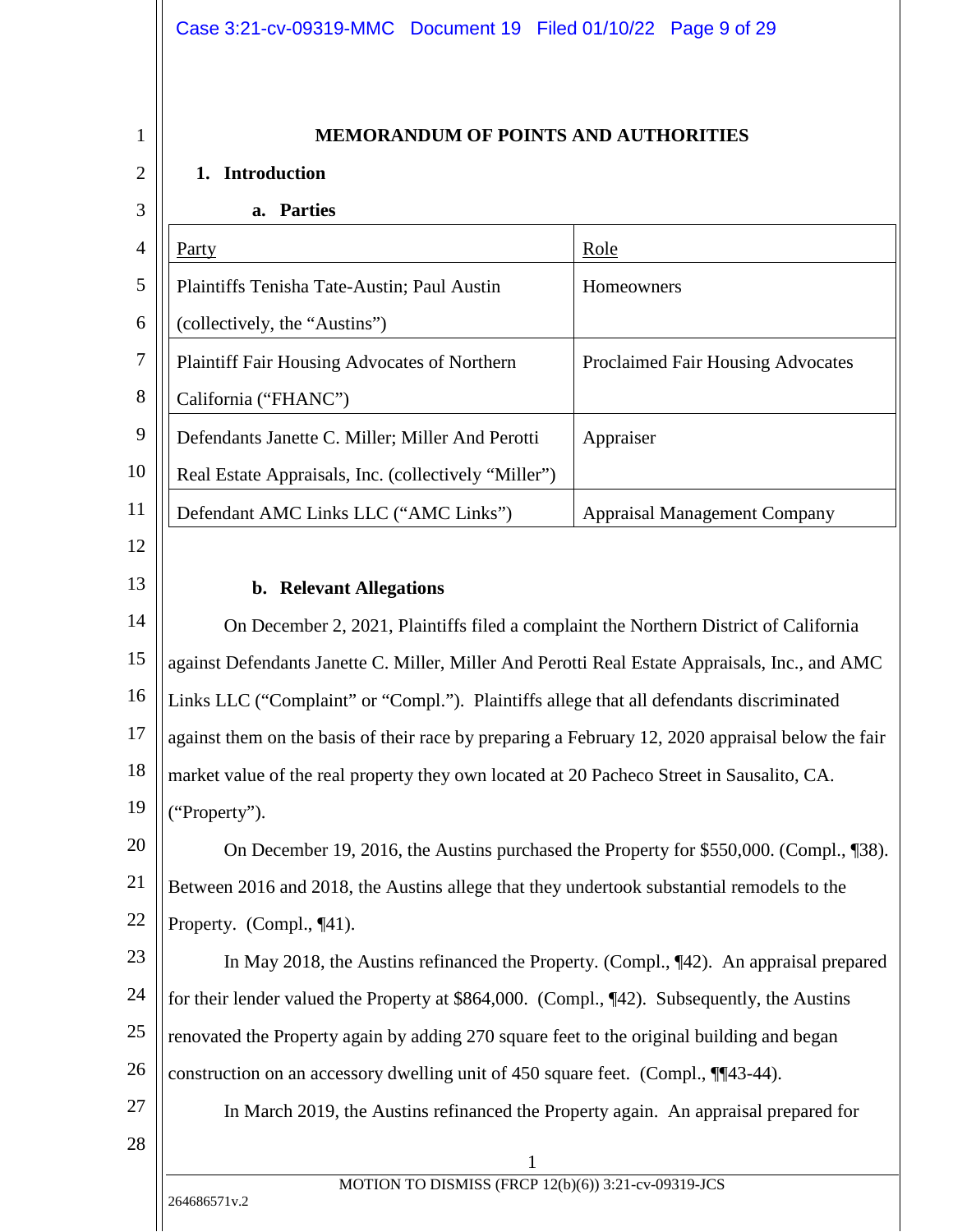## MEMORANDUM OF POINTS AND AUTHORITIES

### 1. Introduction

#### a. Parties

| Party | Role |
|---|---|
| Plaintiffs Tenisha Tate-Austin; Paul Austin (collectively, the "Austins") | Homeowners |
| Plaintiff Fair Housing Advocates of Northern California ("FHANC") | Proclaimed Fair Housing Advocates |
| Defendants Janette C. Miller; Miller And Perotti Real Estate Appraisals, Inc. (collectively "Miller") | Appraiser |
| Defendant AMC Links LLC ("AMC Links") | Appraisal Management Company |

#### b. Relevant Allegations

On December 2, 2021, Plaintiffs filed a complaint the Northern District of California against Defendants Janette C. Miller, Miller And Perotti Real Estate Appraisals, Inc., and AMC Links LLC ("Complaint" or "Compl."). Plaintiffs allege that all defendants discriminated against them on the basis of their race by preparing a February 12, 2020 appraisal below the fair market value of the real property they own located at 20 Pacheco Street in Sausalito, CA. ("Property").

On December 19, 2016, the Austins purchased the Property for $550,000. (Compl., ¶38). Between 2016 and 2018, the Austins allege that they undertook substantial remodels to the Property. (Compl., ¶41).

In May 2018, the Austins refinanced the Property. (Compl., ¶42). An appraisal prepared for their lender valued the Property at $864,000. (Compl., ¶42). Subsequently, the Austins renovated the Property again by adding 270 square feet to the original building and began construction on an accessory dwelling unit of 450 square feet. (Compl., ¶¶43-44).

In March 2019, the Austins refinanced the Property again. An appraisal prepared for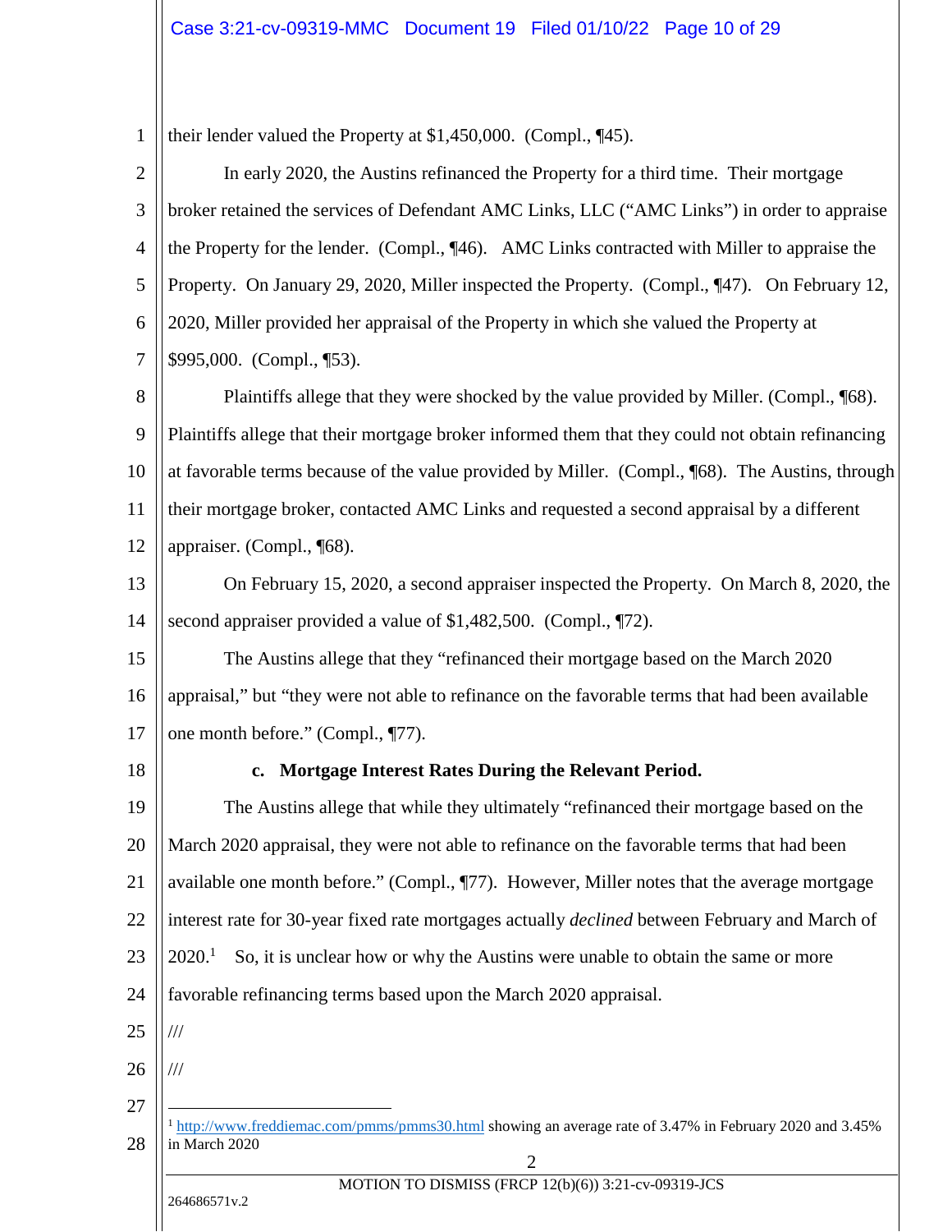their lender valued the Property at $1,450,000. (Compl., ¶45).

In early 2020, the Austins refinanced the Property for a third time. Their mortgage broker retained the services of Defendant AMC Links, LLC ("AMC Links") in order to appraise the Property for the lender. (Compl., ¶46). AMC Links contracted with Miller to appraise the Property. On January 29, 2020, Miller inspected the Property. (Compl., ¶47). On February 12, 2020, Miller provided her appraisal of the Property in which she valued the Property at $995,000. (Compl., ¶53).

Plaintiffs allege that they were shocked by the value provided by Miller. (Compl., ¶68). Plaintiffs allege that their mortgage broker informed them that they could not obtain refinancing at favorable terms because of the value provided by Miller. (Compl., ¶68). The Austins, through their mortgage broker, contacted AMC Links and requested a second appraisal by a different appraiser. (Compl., ¶68).

On February 15, 2020, a second appraiser inspected the Property. On March 8, 2020, the second appraiser provided a value of $1,482,500. (Compl., ¶72).

The Austins allege that they "refinanced their mortgage based on the March 2020 appraisal," but "they were not able to refinance on the favorable terms that had been available one month before." (Compl., ¶77).

**c. Mortgage Interest Rates During the Relevant Period.**

The Austins allege that while they ultimately "refinanced their mortgage based on the March 2020 appraisal, they were not able to refinance on the favorable terms that had been available one month before." (Compl., ¶77). However, Miller notes that the average mortgage interest rate for 30-year fixed rate mortgages actually *declined* between February and March of 2020.[1] So, it is unclear how or why the Austins were unable to obtain the same or more favorable refinancing terms based upon the March 2020 appraisal.

///

///

[1] http://www.freddiemac.com/pmms/pmms30.html showing an average rate of 3.47% in February 2020 and 3.45% in March 2020

MOTION TO DISMISS (FRCP 12(b)(6)) 3:21-cv-09319-JCS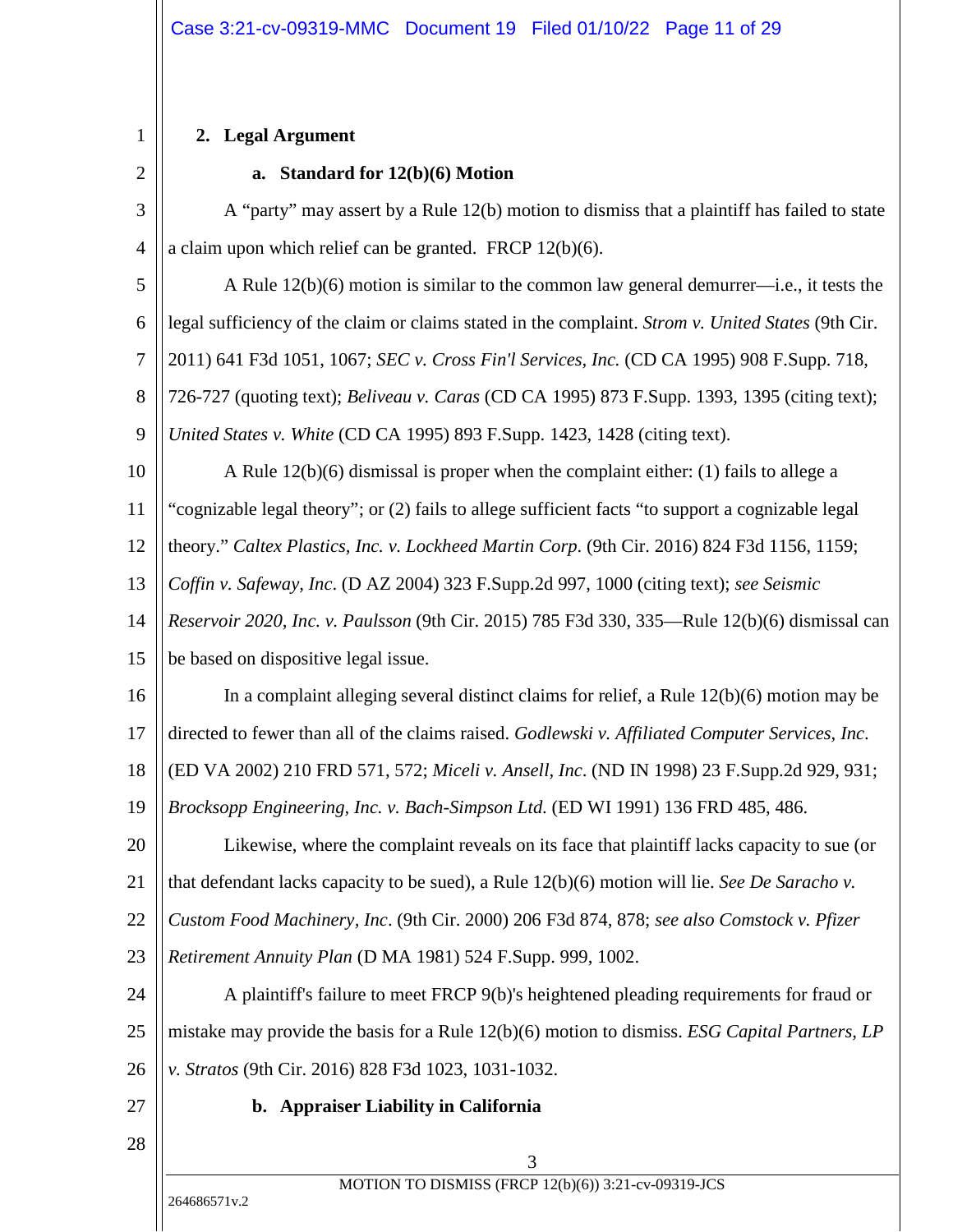## 2. Legal Argument

### a. Standard for 12(b)(6) Motion

A "party" may assert by a Rule 12(b) motion to dismiss that a plaintiff has failed to state a claim upon which relief can be granted. FRCP 12(b)(6).

A Rule 12(b)(6) motion is similar to the common law general demurrer—i.e., it tests the legal sufficiency of the claim or claims stated in the complaint. *Strom v. United States* (9th Cir. 2011) 641 F3d 1051, 1067; *SEC v. Cross Fin'l Services, Inc.* (CD CA 1995) 908 F.Supp. 718, 726-727 (quoting text); *Beliveau v. Caras* (CD CA 1995) 873 F.Supp. 1393, 1395 (citing text); *United States v. White* (CD CA 1995) 893 F.Supp. 1423, 1428 (citing text).

A Rule 12(b)(6) dismissal is proper when the complaint either: (1) fails to allege a "cognizable legal theory"; or (2) fails to allege sufficient facts "to support a cognizable legal theory." *Caltex Plastics, Inc. v. Lockheed Martin Corp.* (9th Cir. 2016) 824 F3d 1156, 1159; *Coffin v. Safeway, Inc*. (D AZ 2004) 323 F.Supp.2d 997, 1000 (citing text); *see Seismic Reservoir 2020, Inc. v. Paulsson* (9th Cir. 2015) 785 F3d 330, 335—Rule 12(b)(6) dismissal can be based on dispositive legal issue.

In a complaint alleging several distinct claims for relief, a Rule 12(b)(6) motion may be directed to fewer than all of the claims raised. *Godlewski v. Affiliated Computer Services, Inc*. (ED VA 2002) 210 FRD 571, 572; *Miceli v. Ansell, Inc*. (ND IN 1998) 23 F.Supp.2d 929, 931; *Brocksopp Engineering, Inc. v. Bach-Simpson Ltd.* (ED WI 1991) 136 FRD 485, 486.

Likewise, where the complaint reveals on its face that plaintiff lacks capacity to sue (or that defendant lacks capacity to be sued), a Rule 12(b)(6) motion will lie. *See De Saracho v. Custom Food Machinery, Inc*. (9th Cir. 2000) 206 F3d 874, 878; *see also Comstock v. Pfizer Retirement Annuity Plan* (D MA 1981) 524 F.Supp. 999, 1002.

A plaintiff's failure to meet FRCP 9(b)'s heightened pleading requirements for fraud or mistake may provide the basis for a Rule 12(b)(6) motion to dismiss. *ESG Capital Partners, LP v. Stratos* (9th Cir. 2016) 828 F3d 1023, 1031-1032.

### b. Appraiser Liability in California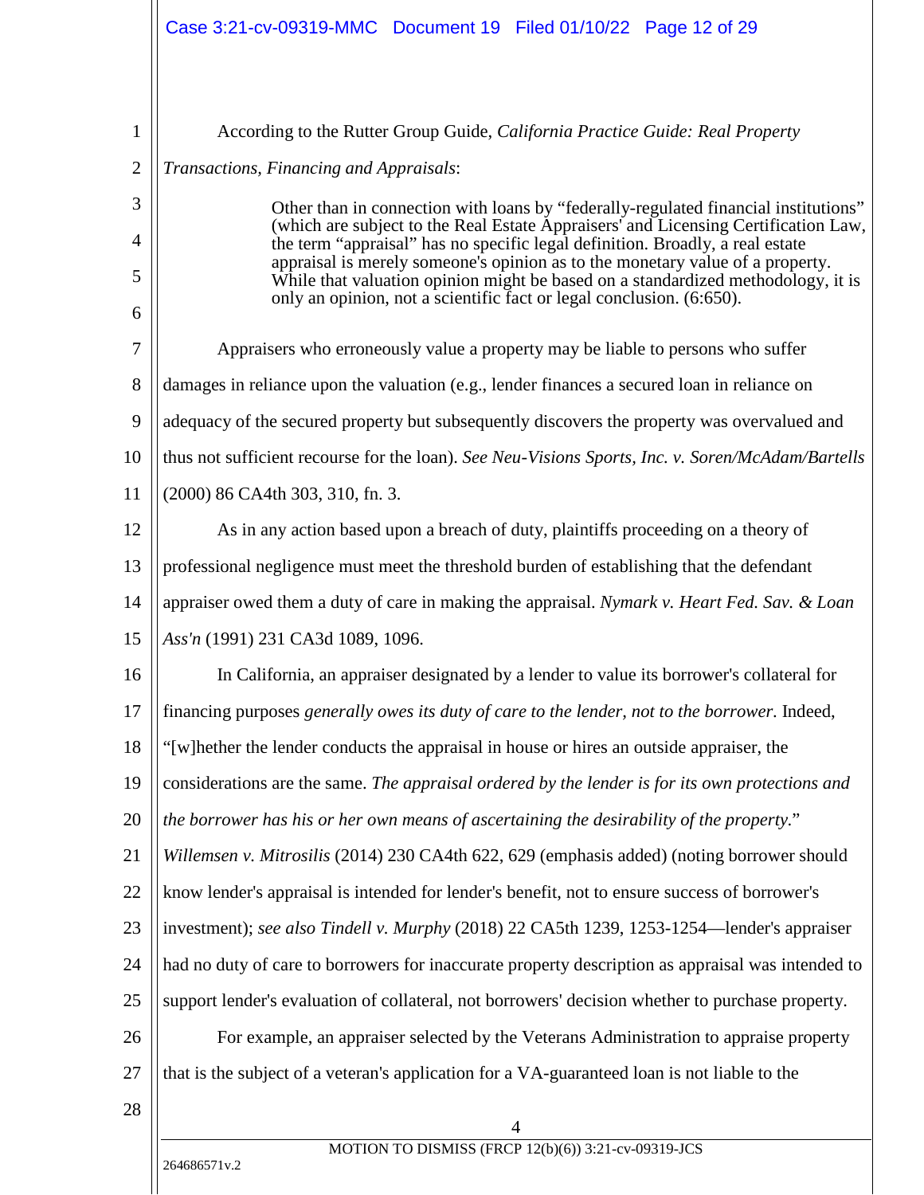According to the Rutter Group Guide, *California Practice Guide: Real Property Transactions, Financing and Appraisals*:

> Other than in connection with loans by "federally-regulated financial institutions" (which are subject to the Real Estate Appraisers' and Licensing Certification Law, the term "appraisal" has no specific legal definition. Broadly, a real estate appraisal is merely someone's opinion as to the monetary value of a property. While that valuation opinion might be based on a standardized methodology, it is only an opinion, not a scientific fact or legal conclusion. (6:650).

Appraisers who erroneously value a property may be liable to persons who suffer damages in reliance upon the valuation (e.g., lender finances a secured loan in reliance on adequacy of the secured property but subsequently discovers the property was overvalued and thus not sufficient recourse for the loan). *See Neu-Visions Sports, Inc. v. Soren/McAdam/Bartells* (2000) 86 CA4th 303, 310, fn. 3.

As in any action based upon a breach of duty, plaintiffs proceeding on a theory of professional negligence must meet the threshold burden of establishing that the defendant appraiser owed them a duty of care in making the appraisal. *Nymark v. Heart Fed. Sav. & Loan Ass'n* (1991) 231 CA3d 1089, 1096.

In California, an appraiser designated by a lender to value its borrower's collateral for financing purposes *generally owes its duty of care to the lender, not to the borrower.* Indeed, "[w]hether the lender conducts the appraisal in house or hires an outside appraiser, the considerations are the same. *The appraisal ordered by the lender is for its own protections and the borrower has his or her own means of ascertaining the desirability of the property*." *Willemsen v. Mitrosilis* (2014) 230 CA4th 622, 629 (emphasis added) (noting borrower should know lender's appraisal is intended for lender's benefit, not to ensure success of borrower's investment); *see also Tindell v. Murphy* (2018) 22 CA5th 1239, 1253-1254—lender's appraiser had no duty of care to borrowers for inaccurate property description as appraisal was intended to support lender's evaluation of collateral, not borrowers' decision whether to purchase property.

For example, an appraiser selected by the Veterans Administration to appraise property that is the subject of a veteran's application for a VA-guaranteed loan is not liable to the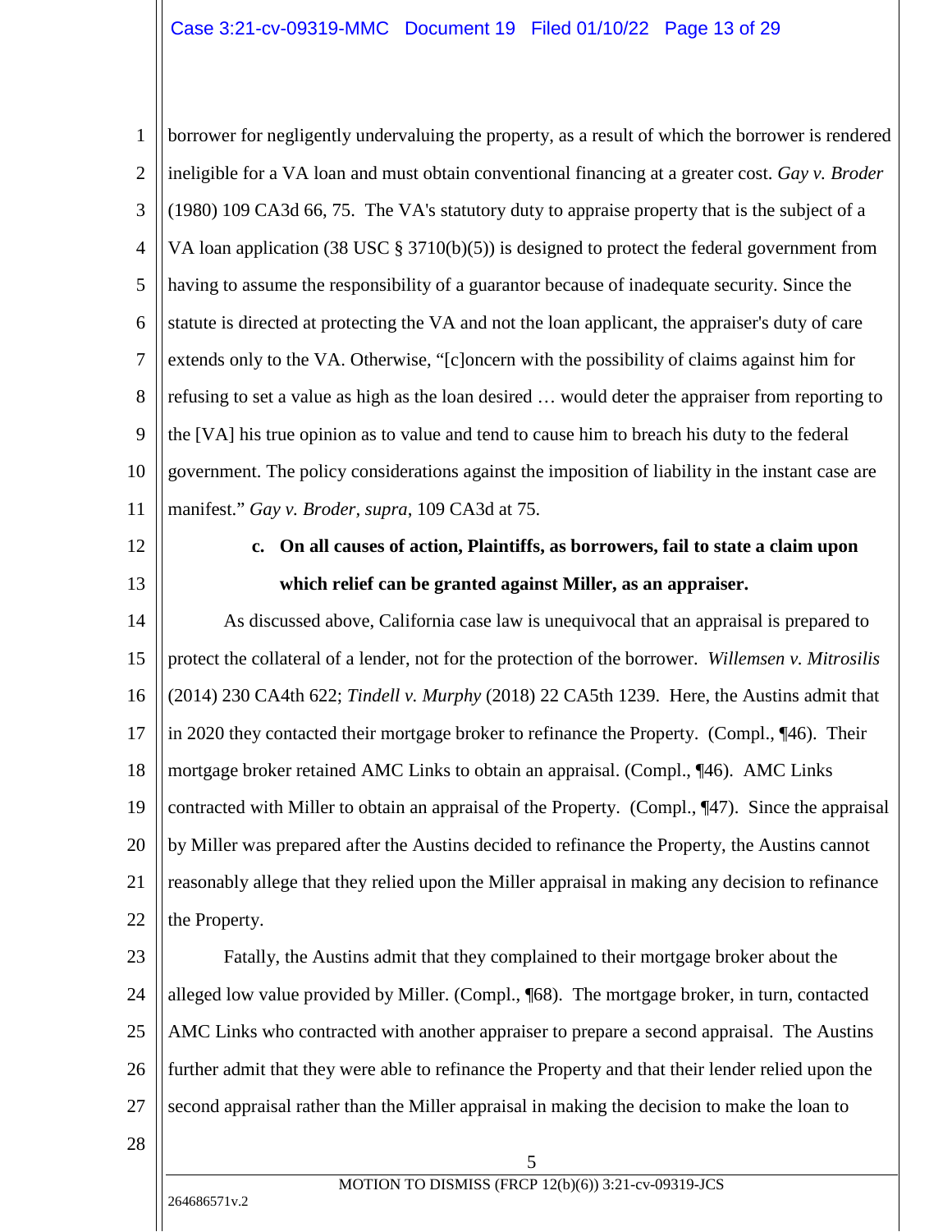borrower for negligently undervaluing the property, as a result of which the borrower is rendered ineligible for a VA loan and must obtain conventional financing at a greater cost. *Gay v. Broder* (1980) 109 CA3d 66, 75. The VA's statutory duty to appraise property that is the subject of a VA loan application (38 USC § 3710(b)(5)) is designed to protect the federal government from having to assume the responsibility of a guarantor because of inadequate security. Since the statute is directed at protecting the VA and not the loan applicant, the appraiser's duty of care extends only to the VA. Otherwise, "[c]oncern with the possibility of claims against him for refusing to set a value as high as the loan desired … would deter the appraiser from reporting to the [VA] his true opinion as to value and tend to cause him to breach his duty to the federal government. The policy considerations against the imposition of liability in the instant case are manifest." *Gay v. Broder*, *supra*, 109 CA3d at 75.

**c. On all causes of action, Plaintiffs, as borrowers, fail to state a claim upon which relief can be granted against Miller, as an appraiser.**

As discussed above, California case law is unequivocal that an appraisal is prepared to protect the collateral of a lender, not for the protection of the borrower. *Willemsen v. Mitrosilis* (2014) 230 CA4th 622; *Tindell v. Murphy* (2018) 22 CA5th 1239. Here, the Austins admit that in 2020 they contacted their mortgage broker to refinance the Property. (Compl., ¶46). Their mortgage broker retained AMC Links to obtain an appraisal. (Compl., ¶46). AMC Links contracted with Miller to obtain an appraisal of the Property. (Compl., ¶47). Since the appraisal by Miller was prepared after the Austins decided to refinance the Property, the Austins cannot reasonably allege that they relied upon the Miller appraisal in making any decision to refinance the Property.

Fatally, the Austins admit that they complained to their mortgage broker about the alleged low value provided by Miller. (Compl., ¶68). The mortgage broker, in turn, contacted AMC Links who contracted with another appraiser to prepare a second appraisal. The Austins further admit that they were able to refinance the Property and that their lender relied upon the second appraisal rather than the Miller appraisal in making the decision to make the loan to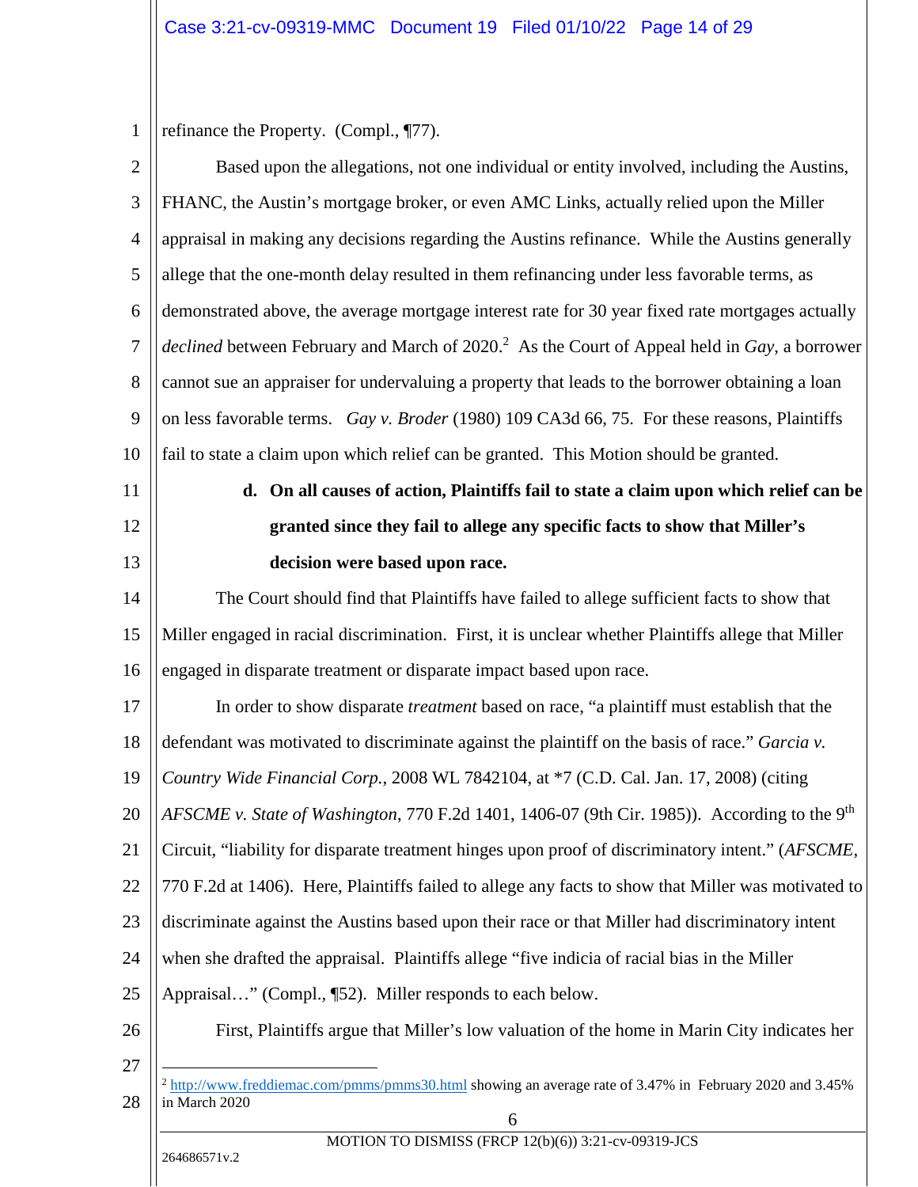refinance the Property. (Compl., ¶77).

Based upon the allegations, not one individual or entity involved, including the Austins, FHANC, the Austin's mortgage broker, or even AMC Links, actually relied upon the Miller appraisal in making any decisions regarding the Austins refinance. While the Austins generally allege that the one-month delay resulted in them refinancing under less favorable terms, as demonstrated above, the average mortgage interest rate for 30 year fixed rate mortgages actually *declined* between February and March of 2020.[2] As the Court of Appeal held in *Gay*, a borrower cannot sue an appraiser for undervaluing a property that leads to the borrower obtaining a loan on less favorable terms. *Gay v. Broder* (1980) 109 CA3d 66, 75. For these reasons, Plaintiffs fail to state a claim upon which relief can be granted. This Motion should be granted.

**d. On all causes of action, Plaintiffs fail to state a claim upon which relief can be granted since they fail to allege any specific facts to show that Miller's decision were based upon race.**

The Court should find that Plaintiffs have failed to allege sufficient facts to show that Miller engaged in racial discrimination. First, it is unclear whether Plaintiffs allege that Miller engaged in disparate treatment or disparate impact based upon race.

In order to show disparate *treatment* based on race, "a plaintiff must establish that the defendant was motivated to discriminate against the plaintiff on the basis of race." *Garcia v. Country Wide Financial Corp.*, 2008 WL 7842104, at *7 (C.D. Cal. Jan. 17, 2008) (citing *AFSCME v. State of Washington*, 770 F.2d 1401, 1406-07 (9th Cir. 1985)). According to the 9th Circuit, "liability for disparate treatment hinges upon proof of discriminatory intent." (*AFSCME*, 770 F.2d at 1406). Here, Plaintiffs failed to allege any facts to show that Miller was motivated to discriminate against the Austins based upon their race or that Miller had discriminatory intent when she drafted the appraisal. Plaintiffs allege "five indicia of racial bias in the Miller Appraisal…" (Compl., ¶52). Miller responds to each below.

First, Plaintiffs argue that Miller's low valuation of the home in Marin City indicates her

---

[2] http://www.freddiemac.com/pmms/pmms30.html showing an average rate of 3.47% in February 2020 and 3.45% in March 2020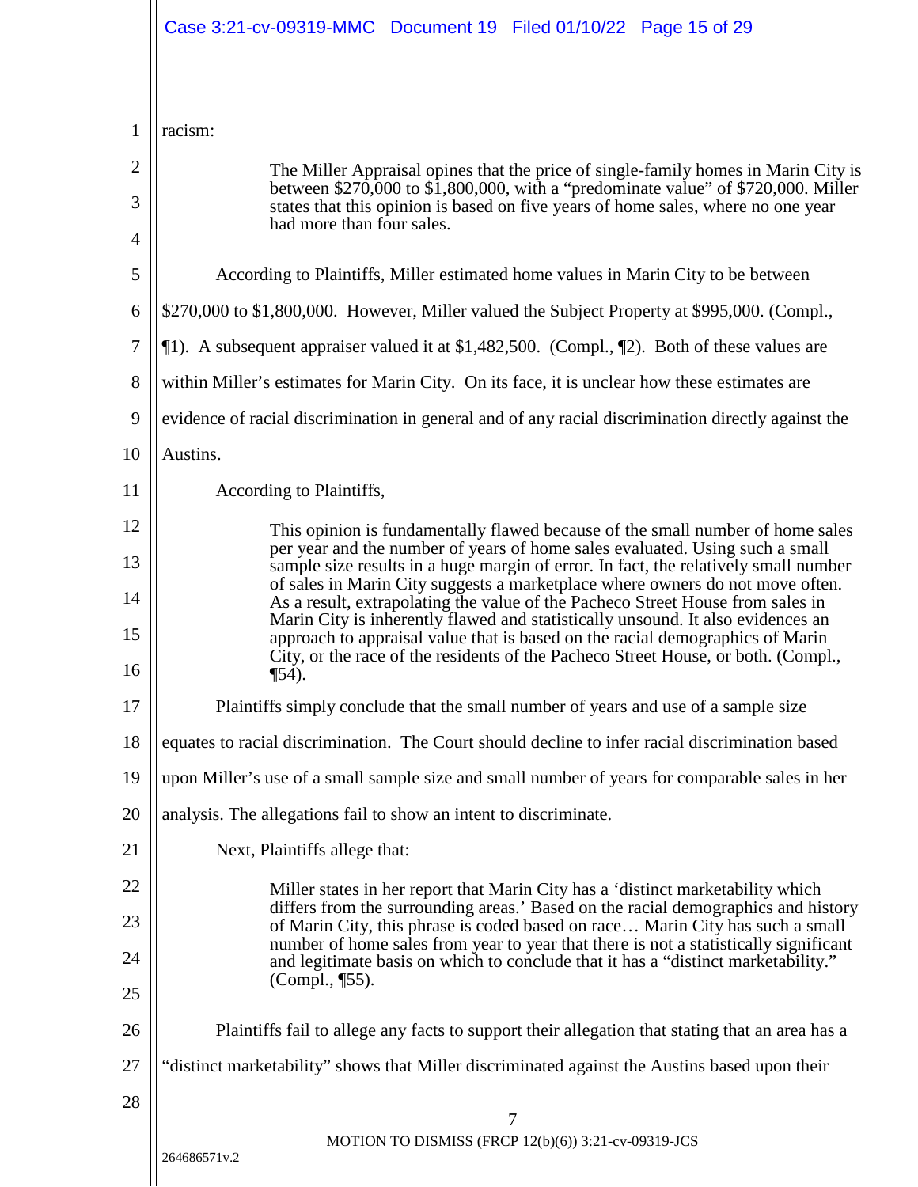racism:

> The Miller Appraisal opines that the price of single-family homes in Marin City is between $270,000 to $1,800,000, with a "predominate value" of $720,000. Miller states that this opinion is based on five years of home sales, where no one year had more than four sales.

According to Plaintiffs, Miller estimated home values in Marin City to be between $270,000 to $1,800,000. However, Miller valued the Subject Property at $995,000. (Compl., ¶1). A subsequent appraiser valued it at $1,482,500. (Compl., ¶2). Both of these values are within Miller's estimates for Marin City. On its face, it is unclear how these estimates are evidence of racial discrimination in general and of any racial discrimination directly against the Austins.

According to Plaintiffs,

> This opinion is fundamentally flawed because of the small number of home sales per year and the number of years of home sales evaluated. Using such a small sample size results in a huge margin of error. In fact, the relatively small number of sales in Marin City suggests a marketplace where owners do not move often. As a result, extrapolating the value of the Pacheco Street House from sales in Marin City is inherently flawed and statistically unsound. It also evidences an approach to appraisal value that is based on the racial demographics of Marin City, or the race of the residents of the Pacheco Street House, or both. (Compl., ¶54).

Plaintiffs simply conclude that the small number of years and use of a sample size equates to racial discrimination. The Court should decline to infer racial discrimination based upon Miller's use of a small sample size and small number of years for comparable sales in her analysis. The allegations fail to show an intent to discriminate.

Next, Plaintiffs allege that:

> Miller states in her report that Marin City has a 'distinct marketability which differs from the surrounding areas.' Based on the racial demographics and history of Marin City, this phrase is coded based on race… Marin City has such a small number of home sales from year to year that there is not a statistically significant and legitimate basis on which to conclude that it has a "distinct marketability." (Compl., ¶55).

Plaintiffs fail to allege any facts to support their allegation that stating that an area has a "distinct marketability" shows that Miller discriminated against the Austins based upon their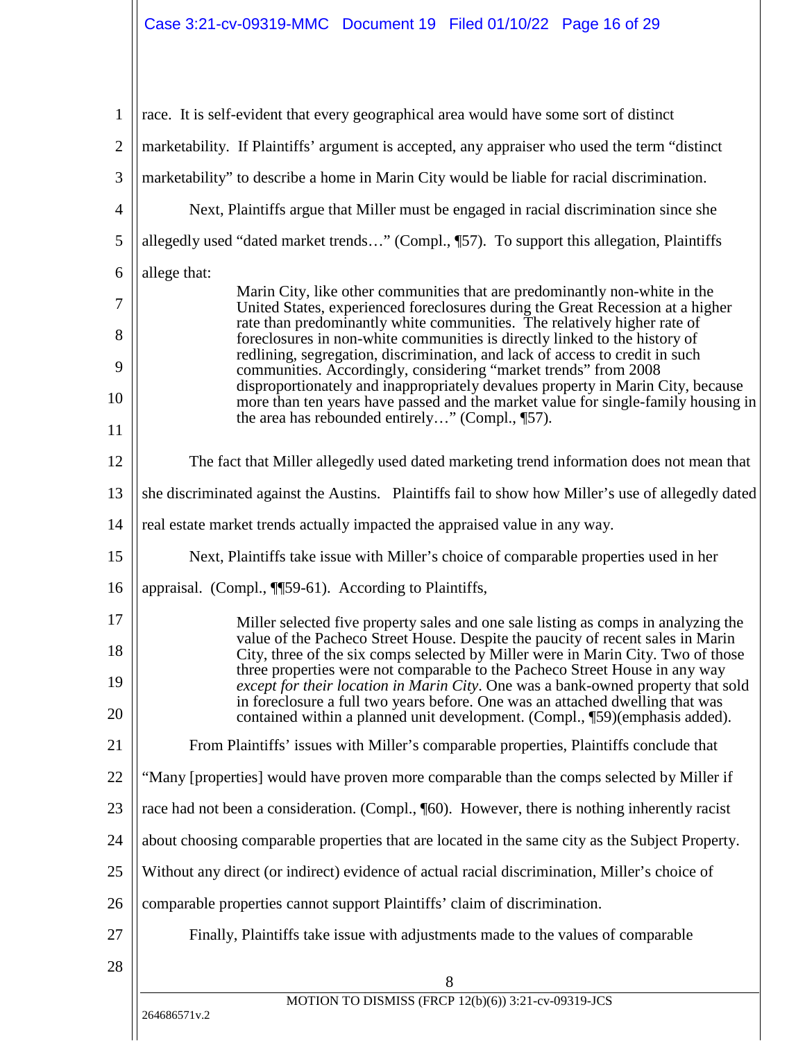race. It is self-evident that every geographical area would have some sort of distinct marketability. If Plaintiffs' argument is accepted, any appraiser who used the term "distinct marketability" to describe a home in Marin City would be liable for racial discrimination.

Next, Plaintiffs argue that Miller must be engaged in racial discrimination since she allegedly used "dated market trends…" (Compl., ¶57). To support this allegation, Plaintiffs allege that:

> Marin City, like other communities that are predominantly non-white in the United States, experienced foreclosures during the Great Recession at a higher rate than predominantly white communities. The relatively higher rate of foreclosures in non-white communities is directly linked to the history of redlining, segregation, discrimination, and lack of access to credit in such communities. Accordingly, considering "market trends" from 2008 disproportionately and inappropriately devalues property in Marin City, because more than ten years have passed and the market value for single-family housing in the area has rebounded entirely…" (Compl., ¶57).

The fact that Miller allegedly used dated marketing trend information does not mean that she discriminated against the Austins. Plaintiffs fail to show how Miller's use of allegedly dated real estate market trends actually impacted the appraised value in any way.

Next, Plaintiffs take issue with Miller's choice of comparable properties used in her appraisal. (Compl., ¶¶59-61). According to Plaintiffs,

> Miller selected five property sales and one sale listing as comps in analyzing the value of the Pacheco Street House. Despite the paucity of recent sales in Marin City, three of the six comps selected by Miller were in Marin City. Two of those three properties were not comparable to the Pacheco Street House in any way *except for their location in Marin City*. One was a bank-owned property that sold in foreclosure a full two years before. One was an attached dwelling that was contained within a planned unit development. (Compl., ¶59)(emphasis added).

From Plaintiffs' issues with Miller's comparable properties, Plaintiffs conclude that "Many [properties] would have proven more comparable than the comps selected by Miller if race had not been a consideration. (Compl., ¶60). However, there is nothing inherently racist about choosing comparable properties that are located in the same city as the Subject Property. Without any direct (or indirect) evidence of actual racial discrimination, Miller's choice of comparable properties cannot support Plaintiffs' claim of discrimination.

Finally, Plaintiffs take issue with adjustments made to the values of comparable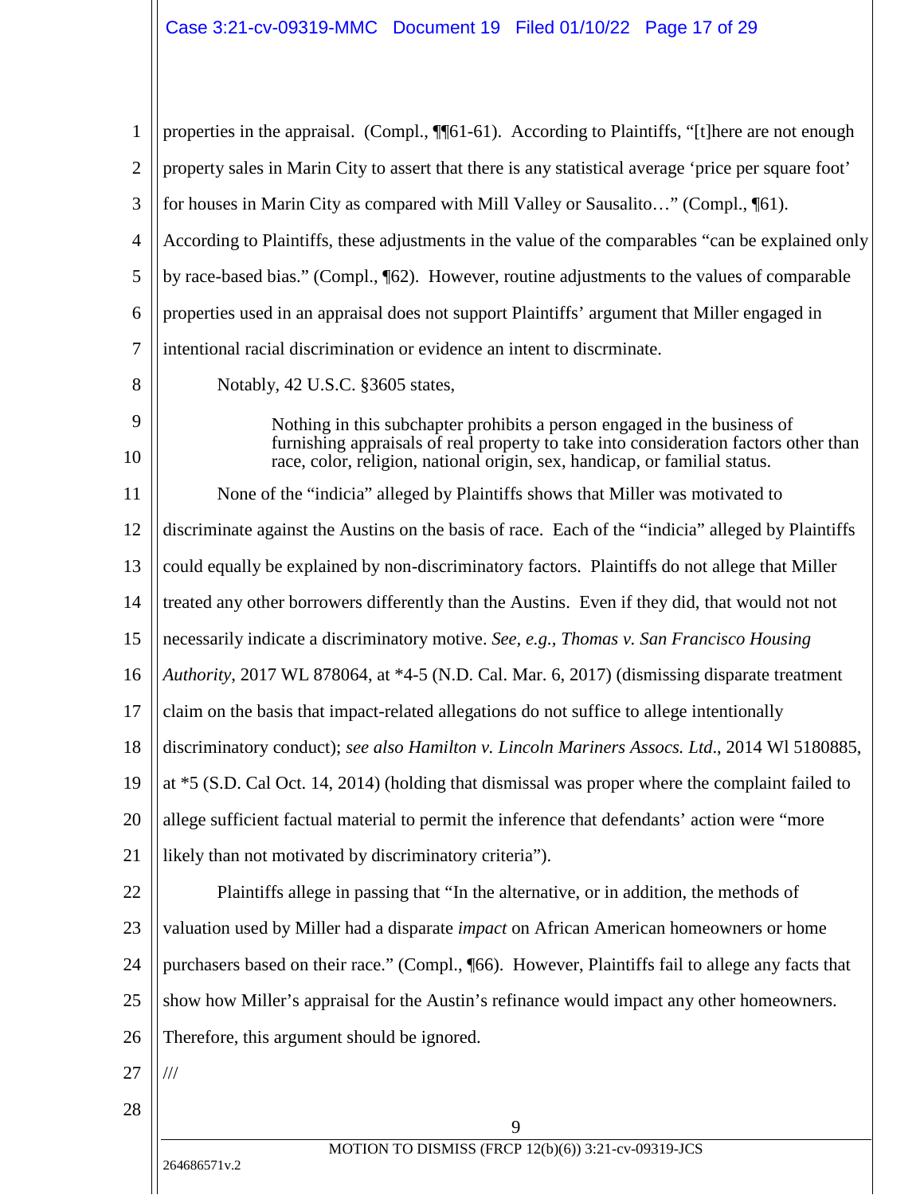properties in the appraisal. (Compl., ¶¶61-61). According to Plaintiffs, "[t]here are not enough property sales in Marin City to assert that there is any statistical average 'price per square foot' for houses in Marin City as compared with Mill Valley or Sausalito…" (Compl., ¶61). According to Plaintiffs, these adjustments in the value of the comparables "can be explained only by race-based bias." (Compl., ¶62). However, routine adjustments to the values of comparable properties used in an appraisal does not support Plaintiffs' argument that Miller engaged in intentional racial discrimination or evidence an intent to discrminate.

Notably, 42 U.S.C. §3605 states,

> Nothing in this subchapter prohibits a person engaged in the business of furnishing appraisals of real property to take into consideration factors other than race, color, religion, national origin, sex, handicap, or familial status.

None of the "indicia" alleged by Plaintiffs shows that Miller was motivated to discriminate against the Austins on the basis of race. Each of the "indicia" alleged by Plaintiffs could equally be explained by non-discriminatory factors. Plaintiffs do not allege that Miller treated any other borrowers differently than the Austins. Even if they did, that would not not necessarily indicate a discriminatory motive. *See, e.g., Thomas v. San Francisco Housing Authority*, 2017 WL 878064, at *4-5 (N.D. Cal. Mar. 6, 2017) (dismissing disparate treatment claim on the basis that impact-related allegations do not suffice to allege intentionally discriminatory conduct); *see also Hamilton v. Lincoln Mariners Assocs. Ltd*., 2014 Wl 5180885, at *5 (S.D. Cal Oct. 14, 2014) (holding that dismissal was proper where the complaint failed to allege sufficient factual material to permit the inference that defendants' action were "more likely than not motivated by discriminatory criteria").

Plaintiffs allege in passing that "In the alternative, or in addition, the methods of valuation used by Miller had a disparate *impact* on African American homeowners or home purchasers based on their race." (Compl., ¶66). However, Plaintiffs fail to allege any facts that show how Miller's appraisal for the Austin's refinance would impact any other homeowners. Therefore, this argument should be ignored.

///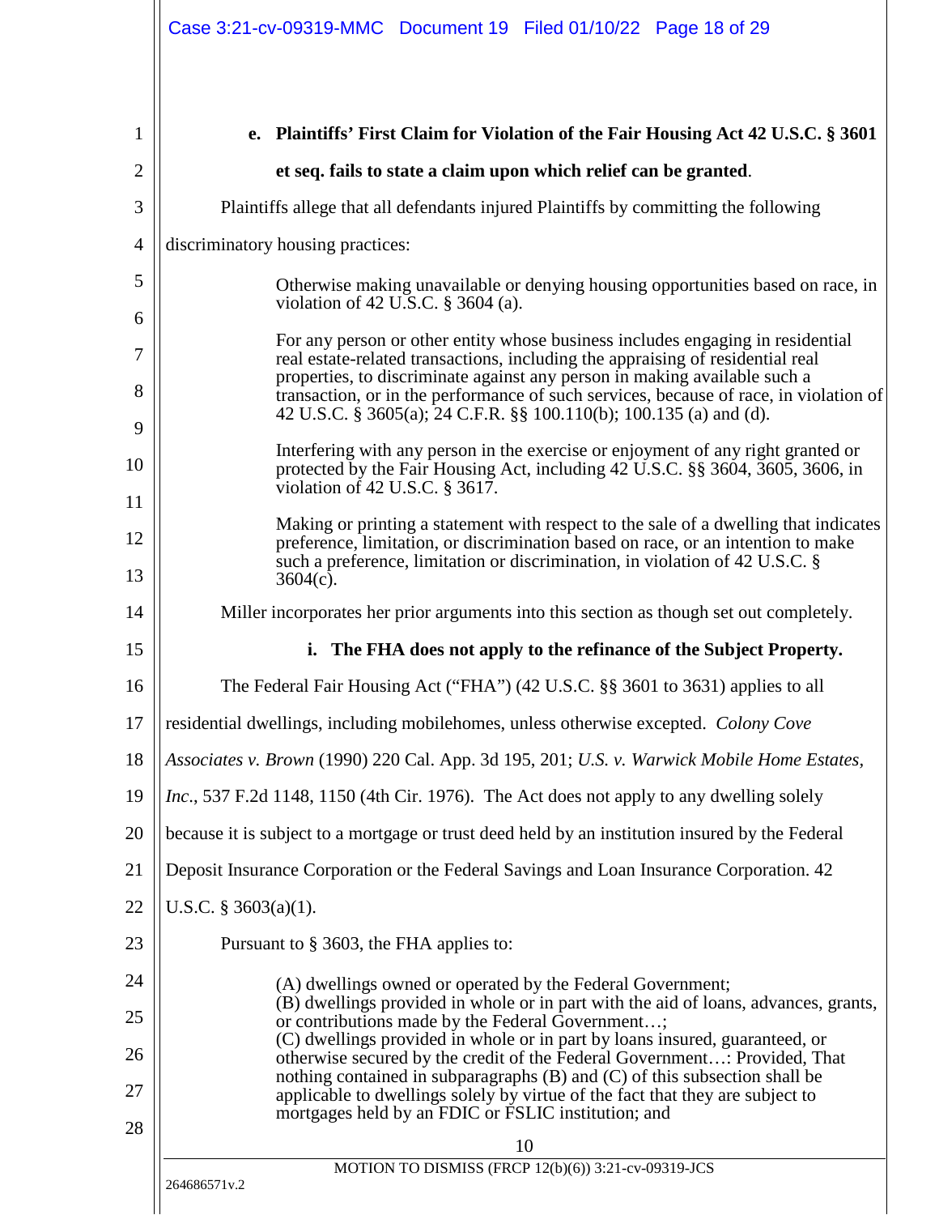**e. Plaintiffs' First Claim for Violation of the Fair Housing Act 42 U.S.C. § 3601 et seq. fails to state a claim upon which relief can be granted**.

Plaintiffs allege that all defendants injured Plaintiffs by committing the following discriminatory housing practices:

> Otherwise making unavailable or denying housing opportunities based on race, in violation of 42 U.S.C. § 3604 (a).
>
> For any person or other entity whose business includes engaging in residential real estate-related transactions, including the appraising of residential real properties, to discriminate against any person in making available such a transaction, or in the performance of such services, because of race, in violation of 42 U.S.C. § 3605(a); 24 C.F.R. §§ 100.110(b); 100.135 (a) and (d).
>
> Interfering with any person in the exercise or enjoyment of any right granted or protected by the Fair Housing Act, including 42 U.S.C. §§ 3604, 3605, 3606, in violation of 42 U.S.C. § 3617.
>
> Making or printing a statement with respect to the sale of a dwelling that indicates preference, limitation, or discrimination based on race, or an intention to make such a preference, limitation or discrimination, in violation of 42 U.S.C. § 3604(c).

Miller incorporates her prior arguments into this section as though set out completely.

**i. The FHA does not apply to the refinance of the Subject Property.**

The Federal Fair Housing Act ("FHA") (42 U.S.C. §§ 3601 to 3631) applies to all residential dwellings, including mobilehomes, unless otherwise excepted. *Colony Cove Associates v. Brown* (1990) 220 Cal. App. 3d 195, 201; *U.S. v. Warwick Mobile Home Estates, Inc*., 537 F.2d 1148, 1150 (4th Cir. 1976). The Act does not apply to any dwelling solely because it is subject to a mortgage or trust deed held by an institution insured by the Federal Deposit Insurance Corporation or the Federal Savings and Loan Insurance Corporation. 42 U.S.C. § 3603(a)(1).

Pursuant to § 3603, the FHA applies to:

> (A) dwellings owned or operated by the Federal Government;
> (B) dwellings provided in whole or in part with the aid of loans, advances, grants, or contributions made by the Federal Government…;
> (C) dwellings provided in whole or in part by loans insured, guaranteed, or otherwise secured by the credit of the Federal Government…: Provided, That nothing contained in subparagraphs (B) and (C) of this subsection shall be applicable to dwellings solely by virtue of the fact that they are subject to mortgages held by an FDIC or FSLIC institution; and

MOTION TO DISMISS (FRCP 12(b)(6)) 3:21-cv-09319-JCS

264686571v.2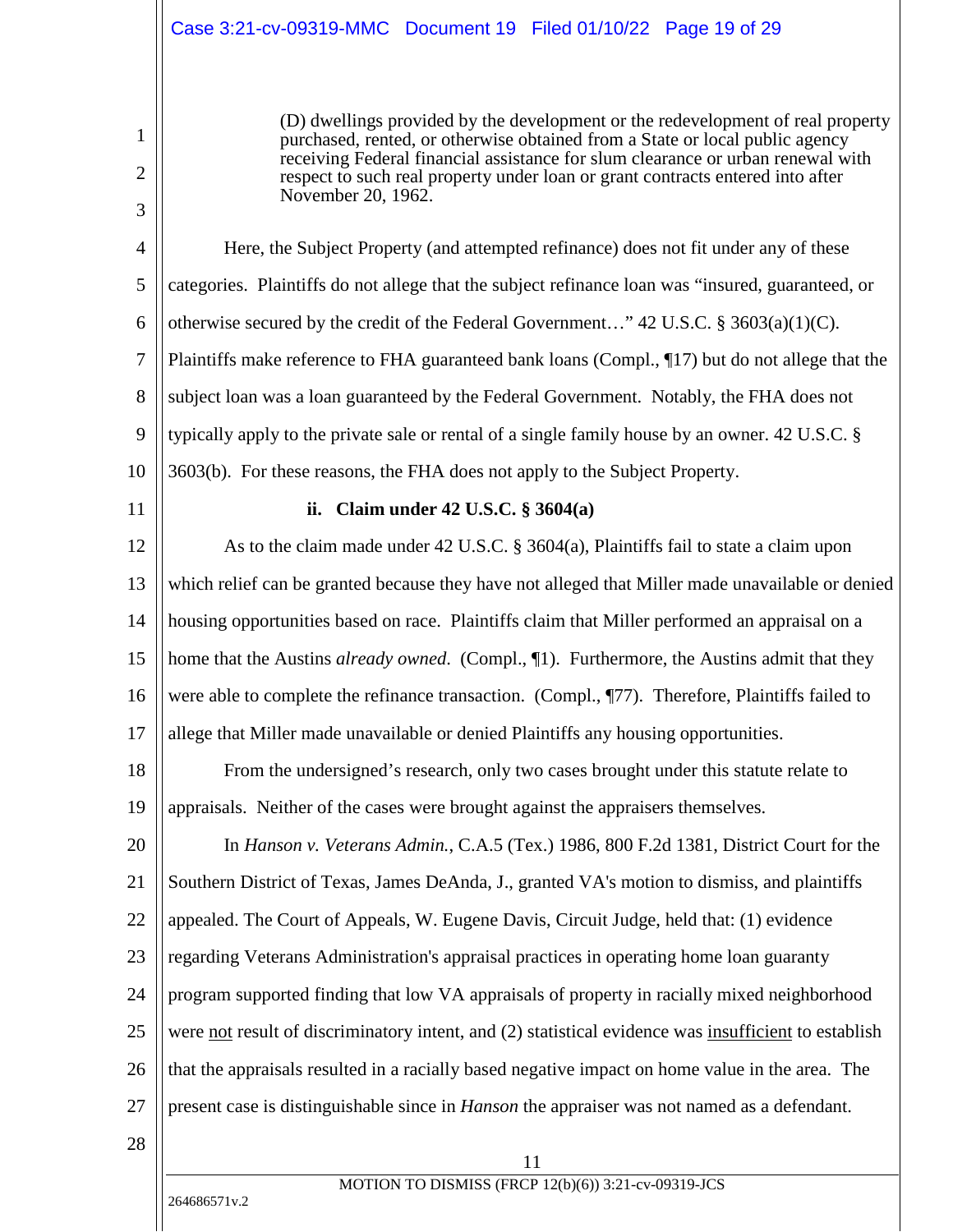> (D) dwellings provided by the development or the redevelopment of real property purchased, rented, or otherwise obtained from a State or local public agency receiving Federal financial assistance for slum clearance or urban renewal with respect to such real property under loan or grant contracts entered into after November 20, 1962.

Here, the Subject Property (and attempted refinance) does not fit under any of these categories. Plaintiffs do not allege that the subject refinance loan was "insured, guaranteed, or otherwise secured by the credit of the Federal Government…" 42 U.S.C. § 3603(a)(1)(C). Plaintiffs make reference to FHA guaranteed bank loans (Compl., ¶17) but do not allege that the subject loan was a loan guaranteed by the Federal Government. Notably, the FHA does not typically apply to the private sale or rental of a single family house by an owner. 42 U.S.C. § 3603(b). For these reasons, the FHA does not apply to the Subject Property.

**ii. Claim under 42 U.S.C. § 3604(a)**

As to the claim made under 42 U.S.C. § 3604(a), Plaintiffs fail to state a claim upon which relief can be granted because they have not alleged that Miller made unavailable or denied housing opportunities based on race. Plaintiffs claim that Miller performed an appraisal on a home that the Austins *already owned.* (Compl., ¶1). Furthermore, the Austins admit that they were able to complete the refinance transaction. (Compl., ¶77). Therefore, Plaintiffs failed to allege that Miller made unavailable or denied Plaintiffs any housing opportunities.

From the undersigned's research, only two cases brought under this statute relate to appraisals. Neither of the cases were brought against the appraisers themselves.

In *Hanson v. Veterans Admin.*, C.A.5 (Tex.) 1986, 800 F.2d 1381, District Court for the Southern District of Texas, James DeAnda, J., granted VA's motion to dismiss, and plaintiffs appealed. The Court of Appeals, W. Eugene Davis, Circuit Judge, held that: (1) evidence regarding Veterans Administration's appraisal practices in operating home loan guaranty program supported finding that low VA appraisals of property in racially mixed neighborhood were <u>not</u> result of discriminatory intent, and (2) statistical evidence was <u>insufficient</u> to establish that the appraisals resulted in a racially based negative impact on home value in the area. The present case is distinguishable since in *Hanson* the appraiser was not named as a defendant.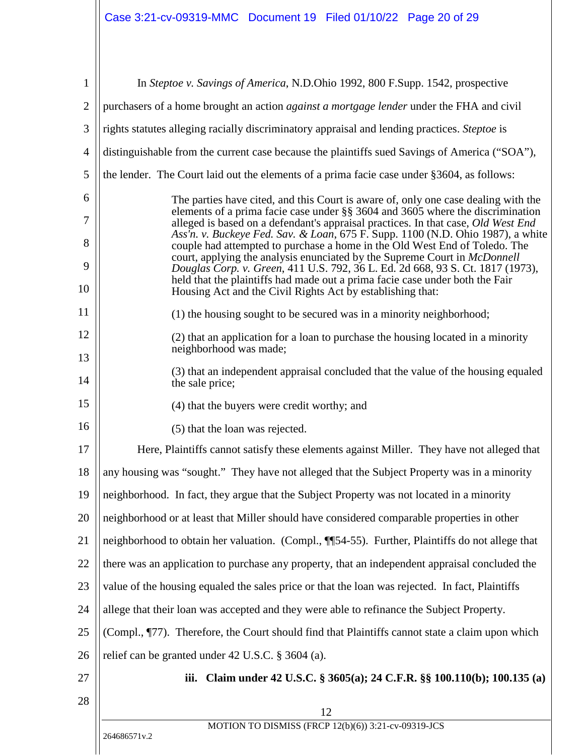In *Steptoe v. Savings of America*, N.D.Ohio 1992, 800 F.Supp. 1542, prospective purchasers of a home brought an action *against a mortgage lender* under the FHA and civil rights statutes alleging racially discriminatory appraisal and lending practices. *Steptoe* is distinguishable from the current case because the plaintiffs sued Savings of America ("SOA"), the lender. The Court laid out the elements of a prima facie case under §3604, as follows:

> The parties have cited, and this Court is aware of, only one case dealing with the elements of a prima facie case under §§ 3604 and 3605 where the discrimination alleged is based on a defendant's appraisal practices. In that case, *Old West End Ass'n. v. Buckeye Fed. Sav. & Loan*, 675 F. Supp. 1100 (N.D. Ohio 1987), a white couple had attempted to purchase a home in the Old West End of Toledo. The court, applying the analysis enunciated by the Supreme Court in *McDonnell Douglas Corp. v. Green*, 411 U.S. 792, 36 L. Ed. 2d 668, 93 S. Ct. 1817 (1973), held that the plaintiffs had made out a prima facie case under both the Fair Housing Act and the Civil Rights Act by establishing that:
>
> (1) the housing sought to be secured was in a minority neighborhood;
>
> (2) that an application for a loan to purchase the housing located in a minority neighborhood was made;
>
> (3) that an independent appraisal concluded that the value of the housing equaled the sale price;
>
> (4) that the buyers were credit worthy; and
>
> (5) that the loan was rejected.

Here, Plaintiffs cannot satisfy these elements against Miller. They have not alleged that any housing was "sought." They have not alleged that the Subject Property was in a minority neighborhood. In fact, they argue that the Subject Property was not located in a minority neighborhood or at least that Miller should have considered comparable properties in other neighborhood to obtain her valuation. (Compl., ¶¶54-55). Further, Plaintiffs do not allege that there was an application to purchase any property, that an independent appraisal concluded the value of the housing equaled the sales price or that the loan was rejected. In fact, Plaintiffs allege that their loan was accepted and they were able to refinance the Subject Property. (Compl., ¶77). Therefore, the Court should find that Plaintiffs cannot state a claim upon which relief can be granted under 42 U.S.C. § 3604 (a).

### iii. Claim under 42 U.S.C. § 3605(a); 24 C.F.R. §§ 100.110(b); 100.135 (a)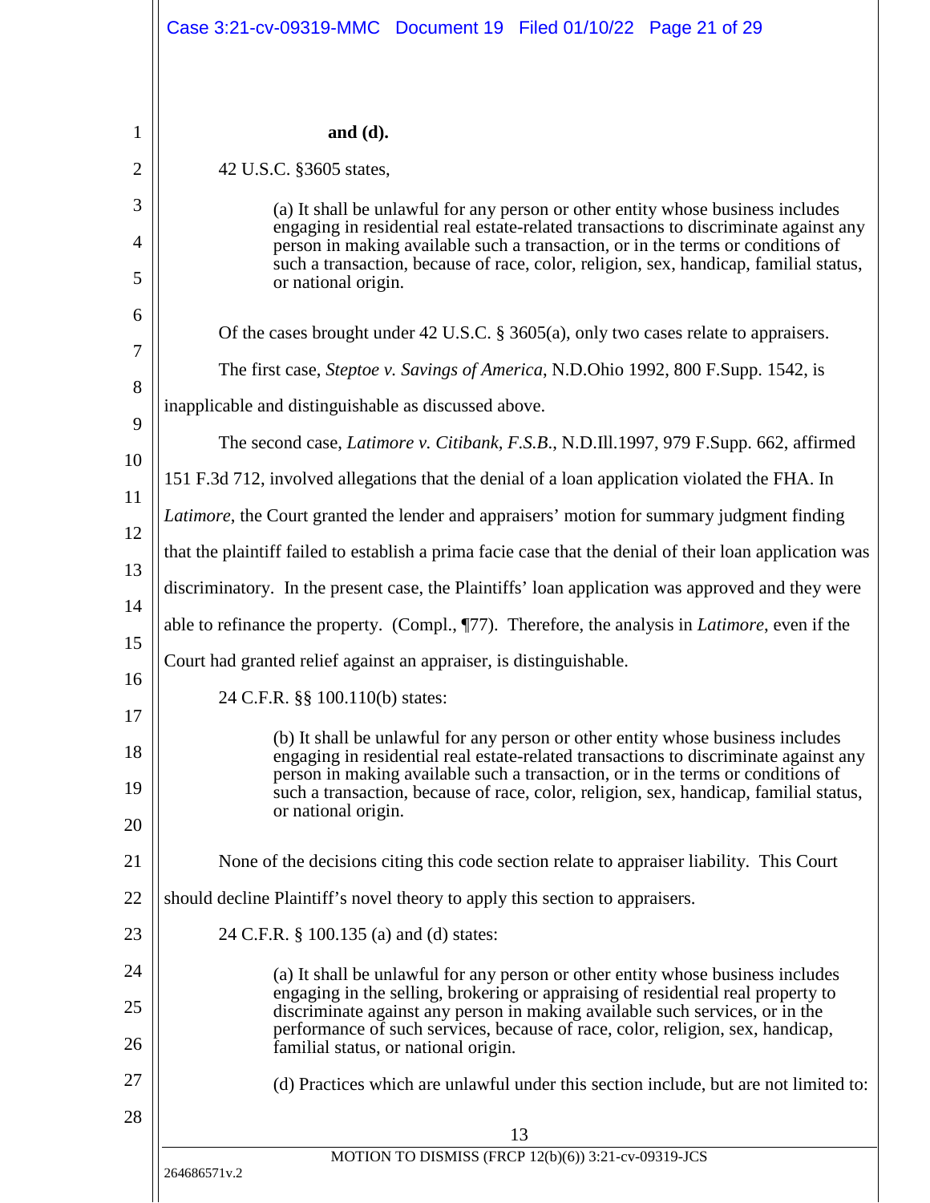**and (d).**

42 U.S.C. §3605 states,

> (a) It shall be unlawful for any person or other entity whose business includes engaging in residential real estate-related transactions to discriminate against any person in making available such a transaction, or in the terms or conditions of such a transaction, because of race, color, religion, sex, handicap, familial status, or national origin.

Of the cases brought under 42 U.S.C. § 3605(a), only two cases relate to appraisers.

The first case, *Steptoe v. Savings of America*, N.D.Ohio 1992, 800 F.Supp. 1542, is inapplicable and distinguishable as discussed above.

The second case, *Latimore v. Citibank, F.S.B.*, N.D.Ill.1997, 979 F.Supp. 662, affirmed 151 F.3d 712, involved allegations that the denial of a loan application violated the FHA. In *Latimore*, the Court granted the lender and appraisers' motion for summary judgment finding that the plaintiff failed to establish a prima facie case that the denial of their loan application was discriminatory. In the present case, the Plaintiffs' loan application was approved and they were able to refinance the property. (Compl., ¶77). Therefore, the analysis in *Latimore*, even if the Court had granted relief against an appraiser, is distinguishable.

24 C.F.R. §§ 100.110(b) states:

> (b) It shall be unlawful for any person or other entity whose business includes engaging in residential real estate-related transactions to discriminate against any person in making available such a transaction, or in the terms or conditions of such a transaction, because of race, color, religion, sex, handicap, familial status, or national origin.

None of the decisions citing this code section relate to appraiser liability. This Court should decline Plaintiff's novel theory to apply this section to appraisers.

24 C.F.R. § 100.135 (a) and (d) states:

> (a) It shall be unlawful for any person or other entity whose business includes engaging in the selling, brokering or appraising of residential real property to discriminate against any person in making available such services, or in the performance of such services, because of race, color, religion, sex, handicap, familial status, or national origin.
>
> (d) Practices which are unlawful under this section include, but are not limited to: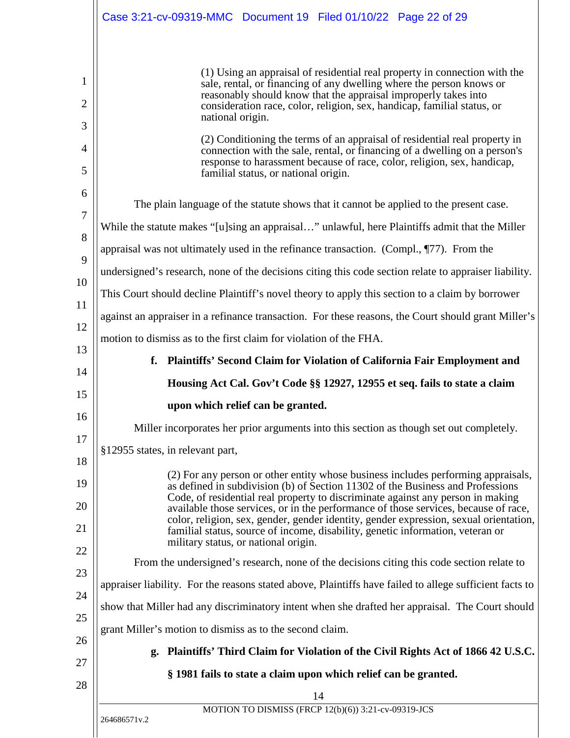> (1) Using an appraisal of residential real property in connection with the sale, rental, or financing of any dwelling where the person knows or reasonably should know that the appraisal improperly takes into consideration race, color, religion, sex, handicap, familial status, or national origin.
>
> (2) Conditioning the terms of an appraisal of residential real property in connection with the sale, rental, or financing of a dwelling on a person's response to harassment because of race, color, religion, sex, handicap, familial status, or national origin.

The plain language of the statute shows that it cannot be applied to the present case. While the statute makes "[u]sing an appraisal…" unlawful, here Plaintiffs admit that the Miller appraisal was not ultimately used in the refinance transaction. (Compl., ¶77). From the undersigned's research, none of the decisions citing this code section relate to appraiser liability. This Court should decline Plaintiff's novel theory to apply this section to a claim by borrower against an appraiser in a refinance transaction. For these reasons, the Court should grant Miller's motion to dismiss as to the first claim for violation of the FHA.

**f. Plaintiffs' Second Claim for Violation of California Fair Employment and Housing Act Cal. Gov't Code §§ 12927, 12955 et seq. fails to state a claim upon which relief can be granted.**

Miller incorporates her prior arguments into this section as though set out completely. §12955 states, in relevant part,

> (2) For any person or other entity whose business includes performing appraisals, as defined in subdivision (b) of Section 11302 of the Business and Professions Code, of residential real property to discriminate against any person in making available those services, or in the performance of those services, because of race, color, religion, sex, gender, gender identity, gender expression, sexual orientation, familial status, source of income, disability, genetic information, veteran or military status, or national origin.

From the undersigned's research, none of the decisions citing this code section relate to appraiser liability. For the reasons stated above, Plaintiffs have failed to allege sufficient facts to show that Miller had any discriminatory intent when she drafted her appraisal. The Court should grant Miller's motion to dismiss as to the second claim.

**g. Plaintiffs' Third Claim for Violation of the Civil Rights Act of 1866 42 U.S.C. § 1981 fails to state a claim upon which relief can be granted.**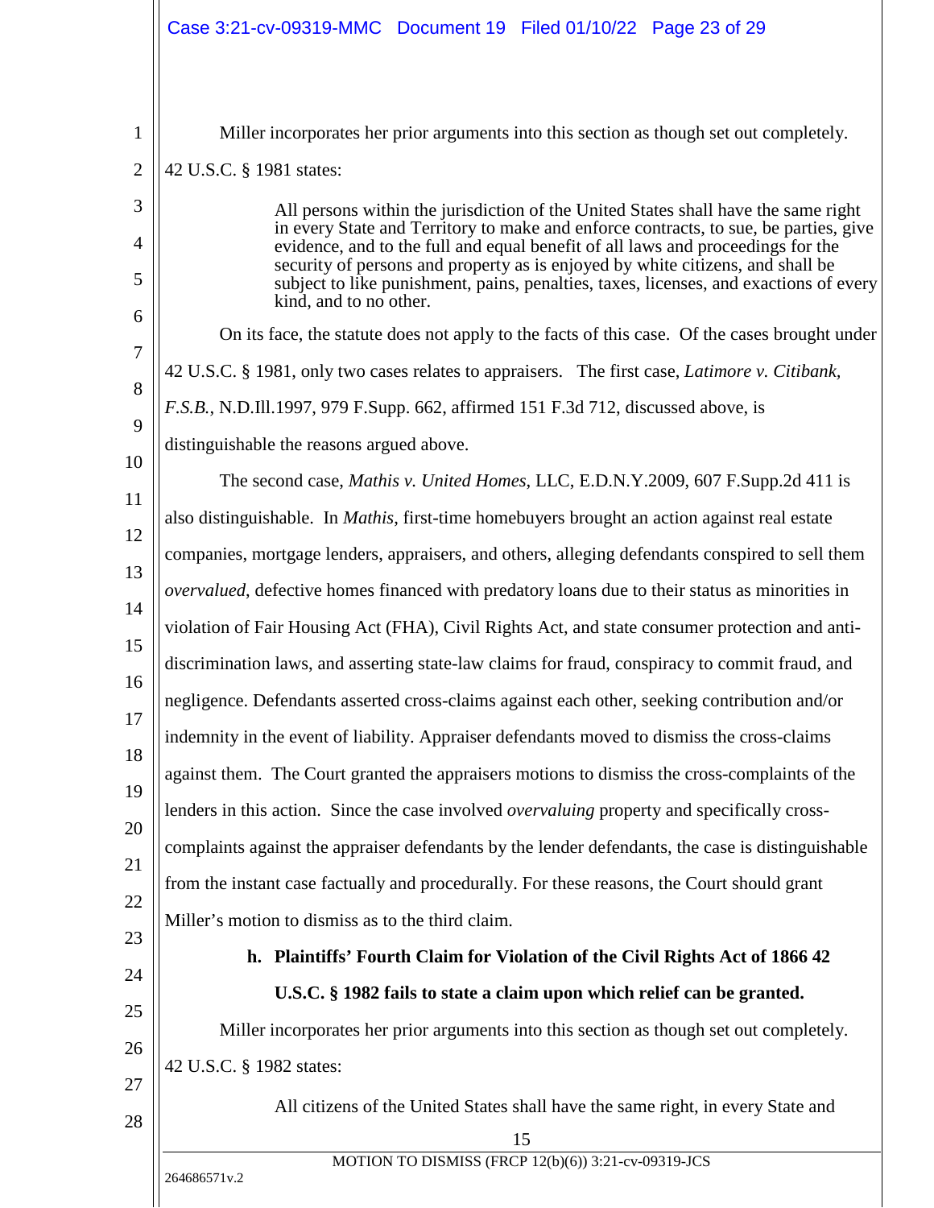Miller incorporates her prior arguments into this section as though set out completely.

42 U.S.C. § 1981 states:

> All persons within the jurisdiction of the United States shall have the same right in every State and Territory to make and enforce contracts, to sue, be parties, give evidence, and to the full and equal benefit of all laws and proceedings for the security of persons and property as is enjoyed by white citizens, and shall be subject to like punishment, pains, penalties, taxes, licenses, and exactions of every kind, and to no other.

On its face, the statute does not apply to the facts of this case. Of the cases brought under 42 U.S.C. § 1981, only two cases relates to appraisers. The first case, *Latimore v. Citibank, F.S.B.*, N.D.Ill.1997, 979 F.Supp. 662, affirmed 151 F.3d 712, discussed above, is distinguishable the reasons argued above.

The second case, *Mathis v. United Homes*, LLC, E.D.N.Y.2009, 607 F.Supp.2d 411 is also distinguishable. In *Mathis*, first-time homebuyers brought an action against real estate companies, mortgage lenders, appraisers, and others, alleging defendants conspired to sell them *overvalued*, defective homes financed with predatory loans due to their status as minorities in violation of Fair Housing Act (FHA), Civil Rights Act, and state consumer protection and anti-discrimination laws, and asserting state-law claims for fraud, conspiracy to commit fraud, and negligence. Defendants asserted cross-claims against each other, seeking contribution and/or indemnity in the event of liability. Appraiser defendants moved to dismiss the cross-claims against them. The Court granted the appraisers motions to dismiss the cross-complaints of the lenders in this action. Since the case involved *overvaluing* property and specifically cross-complaints against the appraiser defendants by the lender defendants, the case is distinguishable from the instant case factually and procedurally. For these reasons, the Court should grant Miller's motion to dismiss as to the third claim.

**h. Plaintiffs' Fourth Claim for Violation of the Civil Rights Act of 1866 42 U.S.C. § 1982 fails to state a claim upon which relief can be granted.**

Miller incorporates her prior arguments into this section as though set out completely.

42 U.S.C. § 1982 states:

> All citizens of the United States shall have the same right, in every State and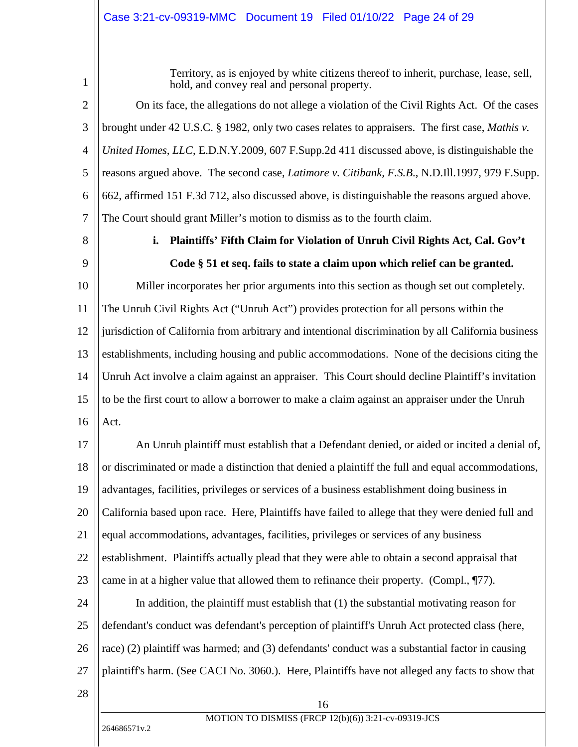> Territory, as is enjoyed by white citizens thereof to inherit, purchase, lease, sell, hold, and convey real and personal property.

On its face, the allegations do not allege a violation of the Civil Rights Act. Of the cases brought under 42 U.S.C. § 1982, only two cases relates to appraisers. The first case, *Mathis v. United Homes, LLC*, E.D.N.Y.2009, 607 F.Supp.2d 411 discussed above, is distinguishable the reasons argued above. The second case, *Latimore v. Citibank, F.S.B.*, N.D.Ill.1997, 979 F.Supp. 662, affirmed 151 F.3d 712, also discussed above, is distinguishable the reasons argued above. The Court should grant Miller's motion to dismiss as to the fourth claim.

**i. Plaintiffs' Fifth Claim for Violation of Unruh Civil Rights Act, Cal. Gov't Code § 51 et seq. fails to state a claim upon which relief can be granted.**

Miller incorporates her prior arguments into this section as though set out completely. The Unruh Civil Rights Act ("Unruh Act") provides protection for all persons within the jurisdiction of California from arbitrary and intentional discrimination by all California business establishments, including housing and public accommodations. None of the decisions citing the Unruh Act involve a claim against an appraiser. This Court should decline Plaintiff's invitation to be the first court to allow a borrower to make a claim against an appraiser under the Unruh Act.

An Unruh plaintiff must establish that a Defendant denied, or aided or incited a denial of, or discriminated or made a distinction that denied a plaintiff the full and equal accommodations, advantages, facilities, privileges or services of a business establishment doing business in California based upon race. Here, Plaintiffs have failed to allege that they were denied full and equal accommodations, advantages, facilities, privileges or services of any business establishment. Plaintiffs actually plead that they were able to obtain a second appraisal that came in at a higher value that allowed them to refinance their property. (Compl., ¶77).

In addition, the plaintiff must establish that (1) the substantial motivating reason for defendant's conduct was defendant's perception of plaintiff's Unruh Act protected class (here, race) (2) plaintiff was harmed; and (3) defendants' conduct was a substantial factor in causing plaintiff's harm. (See CACI No. 3060.). Here, Plaintiffs have not alleged any facts to show that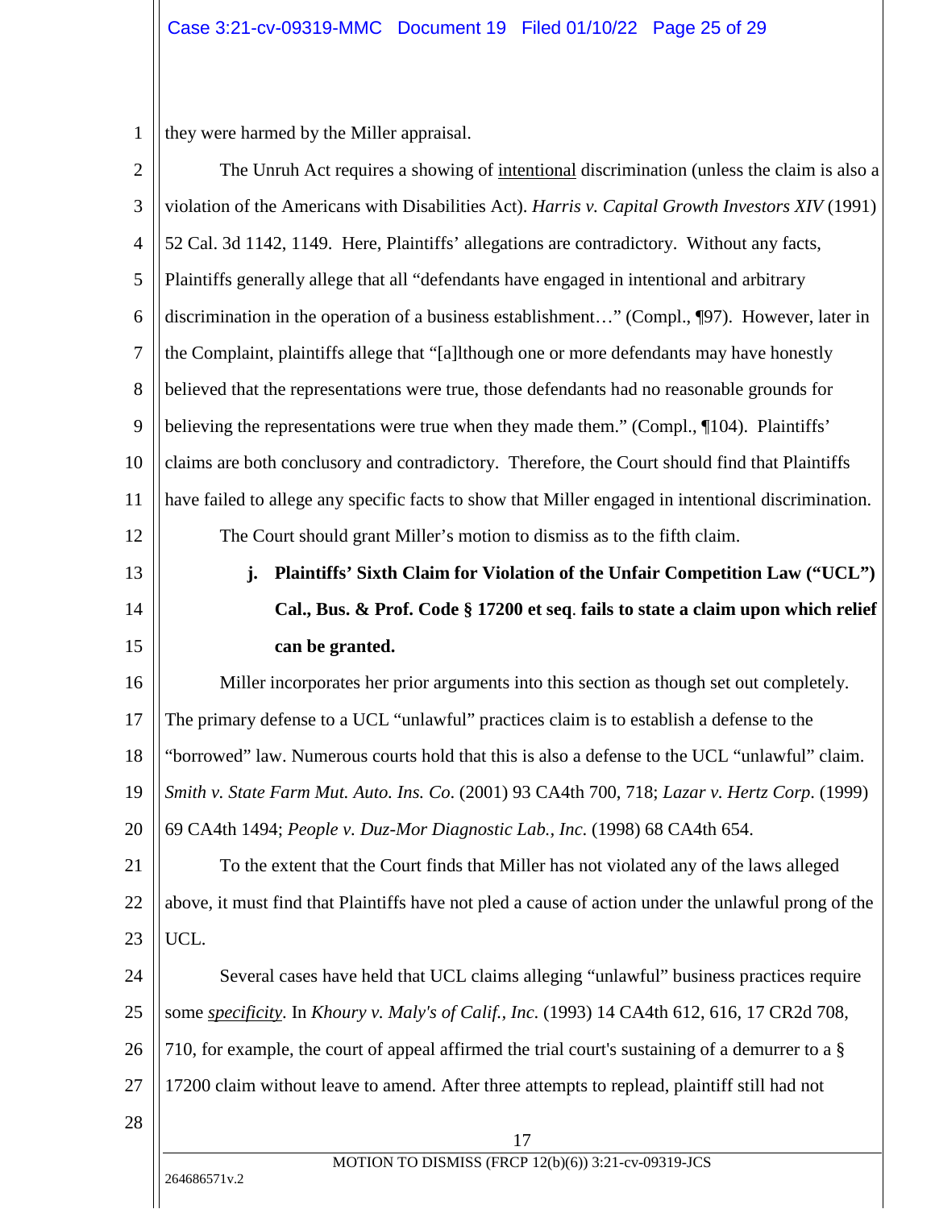they were harmed by the Miller appraisal.

The Unruh Act requires a showing of <u>intentional</u> discrimination (unless the claim is also a violation of the Americans with Disabilities Act). *Harris v. Capital Growth Investors XIV* (1991) 52 Cal. 3d 1142, 1149. Here, Plaintiffs' allegations are contradictory. Without any facts, Plaintiffs generally allege that all "defendants have engaged in intentional and arbitrary discrimination in the operation of a business establishment…" (Compl., ¶97). However, later in the Complaint, plaintiffs allege that "[a]lthough one or more defendants may have honestly believed that the representations were true, those defendants had no reasonable grounds for believing the representations were true when they made them." (Compl., ¶104). Plaintiffs' claims are both conclusory and contradictory. Therefore, the Court should find that Plaintiffs have failed to allege any specific facts to show that Miller engaged in intentional discrimination.

The Court should grant Miller's motion to dismiss as to the fifth claim.

**j. Plaintiffs' Sixth Claim for Violation of the Unfair Competition Law ("UCL") Cal., Bus. & Prof. Code § 17200 et seq. fails to state a claim upon which relief can be granted.**

Miller incorporates her prior arguments into this section as though set out completely. The primary defense to a UCL "unlawful" practices claim is to establish a defense to the "borrowed" law. Numerous courts hold that this is also a defense to the UCL "unlawful" claim. *Smith v. State Farm Mut. Auto. Ins. Co.* (2001) 93 CA4th 700, 718; *Lazar v. Hertz Corp.* (1999) 69 CA4th 1494; *People v. Duz-Mor Diagnostic Lab., Inc.* (1998) 68 CA4th 654.

To the extent that the Court finds that Miller has not violated any of the laws alleged above, it must find that Plaintiffs have not pled a cause of action under the unlawful prong of the UCL.

Several cases have held that UCL claims alleging "unlawful" business practices require some ***<u>specificity</u>***. In *Khoury v. Maly's of Calif., Inc.* (1993) 14 CA4th 612, 616, 17 CR2d 708, 710, for example, the court of appeal affirmed the trial court's sustaining of a demurrer to a § 17200 claim without leave to amend. After three attempts to replead, plaintiff still had not

MOTION TO DISMISS (FRCP 12(b)(6)) 3:21-cv-09319-JCS

264686571v.2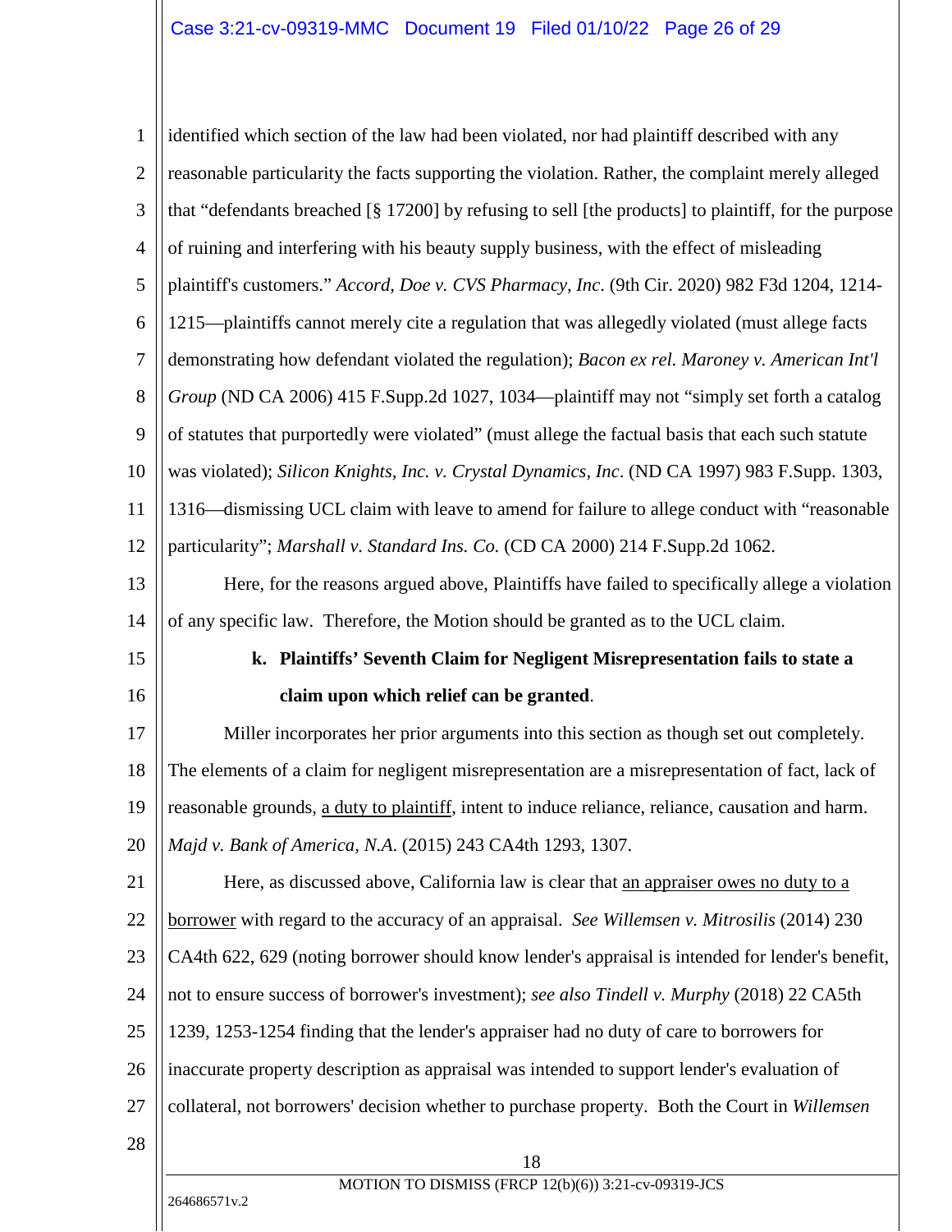identified which section of the law had been violated, nor had plaintiff described with any reasonable particularity the facts supporting the violation. Rather, the complaint merely alleged that "defendants breached [§ 17200] by refusing to sell [the products] to plaintiff, for the purpose of ruining and interfering with his beauty supply business, with the effect of misleading plaintiff's customers." *Accord, Doe v. CVS Pharmacy, Inc.* (9th Cir. 2020) 982 F3d 1204, 1214-1215—plaintiffs cannot merely cite a regulation that was allegedly violated (must allege facts demonstrating how defendant violated the regulation); *Bacon ex rel. Maroney v. American Int'l Group* (ND CA 2006) 415 F.Supp.2d 1027, 1034—plaintiff may not "simply set forth a catalog of statutes that purportedly were violated" (must allege the factual basis that each such statute was violated); *Silicon Knights, Inc. v. Crystal Dynamics, Inc.* (ND CA 1997) 983 F.Supp. 1303, 1316—dismissing UCL claim with leave to amend for failure to allege conduct with "reasonable particularity"; *Marshall v. Standard Ins. Co.* (CD CA 2000) 214 F.Supp.2d 1062.

Here, for the reasons argued above, Plaintiffs have failed to specifically allege a violation of any specific law. Therefore, the Motion should be granted as to the UCL claim.

**k. Plaintiffs' Seventh Claim for Negligent Misrepresentation fails to state a claim upon which relief can be granted**.

Miller incorporates her prior arguments into this section as though set out completely. The elements of a claim for negligent misrepresentation are a misrepresentation of fact, lack of reasonable grounds, <u>a duty to plaintiff</u>, intent to induce reliance, reliance, causation and harm. *Majd v. Bank of America, N.A.* (2015) 243 CA4th 1293, 1307.

Here, as discussed above, California law is clear that <u>an appraiser owes no duty to a borrower</u> with regard to the accuracy of an appraisal. *See Willemsen v. Mitrosilis* (2014) 230 CA4th 622, 629 (noting borrower should know lender's appraisal is intended for lender's benefit, not to ensure success of borrower's investment); *see also Tindell v. Murphy* (2018) 22 CA5th 1239, 1253-1254 finding that the lender's appraiser had no duty of care to borrowers for inaccurate property description as appraisal was intended to support lender's evaluation of collateral, not borrowers' decision whether to purchase property. Both the Court in *Willemsen*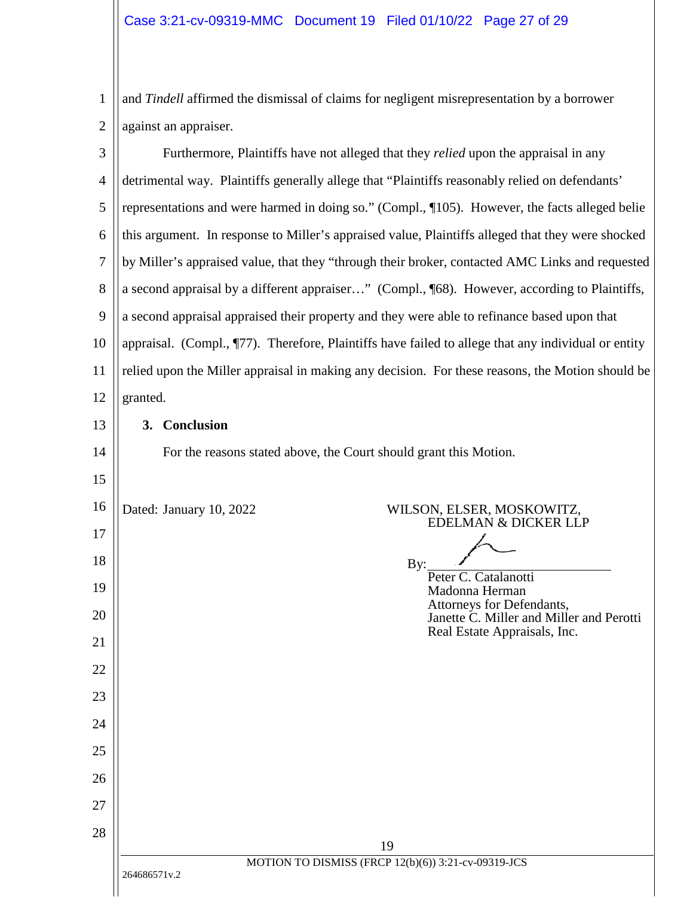and *Tindell* affirmed the dismissal of claims for negligent misrepresentation by a borrower against an appraiser.

Furthermore, Plaintiffs have not alleged that they *relied* upon the appraisal in any detrimental way. Plaintiffs generally allege that "Plaintiffs reasonably relied on defendants' representations and were harmed in doing so." (Compl., ¶105). However, the facts alleged belie this argument. In response to Miller's appraised value, Plaintiffs alleged that they were shocked by Miller's appraised value, that they "through their broker, contacted AMC Links and requested a second appraisal by a different appraiser…" (Compl., ¶68). However, according to Plaintiffs, a second appraisal appraised their property and they were able to refinance based upon that appraisal. (Compl., ¶77). Therefore, Plaintiffs have failed to allege that any individual or entity relied upon the Miller appraisal in making any decision. For these reasons, the Motion should be granted.

**3. Conclusion**

For the reasons stated above, the Court should grant this Motion.

Dated: January 10, 2022

WILSON, ELSER, MOSKOWITZ, EDELMAN & DICKER LLP

By: ________________________
Peter C. Catalanotti
Madonna Herman
Attorneys for Defendants,
Janette C. Miller and Miller and Perotti Real Estate Appraisals, Inc.

MOTION TO DISMISS (FRCP 12(b)(6)) 3:21-cv-09319-JCS

264686571v.2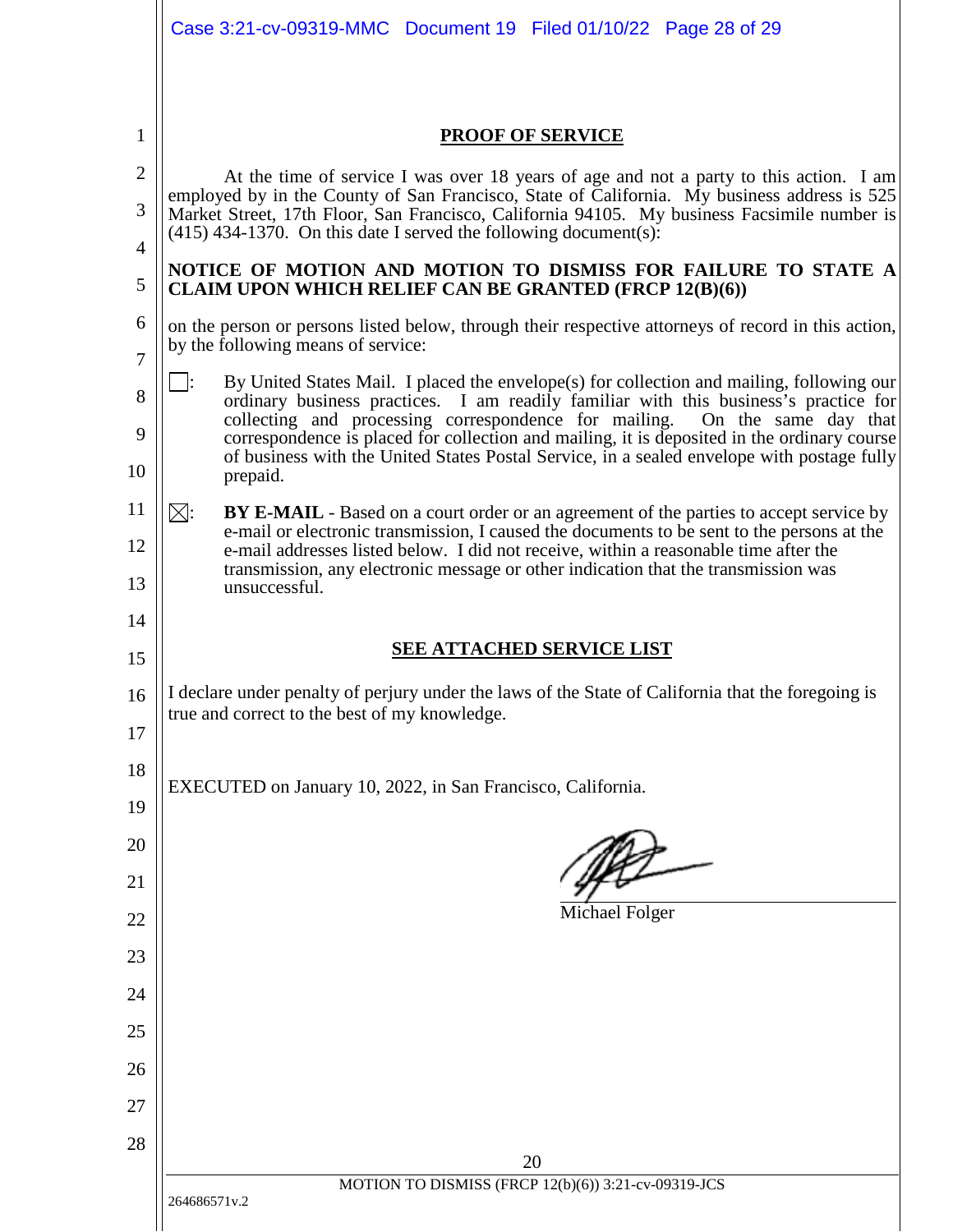**PROOF OF SERVICE**

At the time of service I was over 18 years of age and not a party to this action. I am employed by in the County of San Francisco, State of California. My business address is 525 Market Street, 17th Floor, San Francisco, California 94105. My business Facsimile number is (415) 434-1370. On this date I served the following document(s):

**NOTICE OF MOTION AND MOTION TO DISMISS FOR FAILURE TO STATE A CLAIM UPON WHICH RELIEF CAN BE GRANTED (FRCP 12(B)(6))**

on the person or persons listed below, through their respective attorneys of record in this action, by the following means of service:

☐: By United States Mail. I placed the envelope(s) for collection and mailing, following our ordinary business practices. I am readily familiar with this business's practice for collecting and processing correspondence for mailing. On the same day that correspondence is placed for collection and mailing, it is deposited in the ordinary course of business with the United States Postal Service, in a sealed envelope with postage fully prepaid.

☒: **BY E-MAIL** - Based on a court order or an agreement of the parties to accept service by e-mail or electronic transmission, I caused the documents to be sent to the persons at the e-mail addresses listed below. I did not receive, within a reasonable time after the transmission, any electronic message or other indication that the transmission was unsuccessful.

**SEE ATTACHED SERVICE LIST**

I declare under penalty of perjury under the laws of the State of California that the foregoing is true and correct to the best of my knowledge.

EXECUTED on January 10, 2022, in San Francisco, California.

Michael Folger

MOTION TO DISMISS (FRCP 12(b)(6)) 3:21-cv-09319-JCS

264686571v.2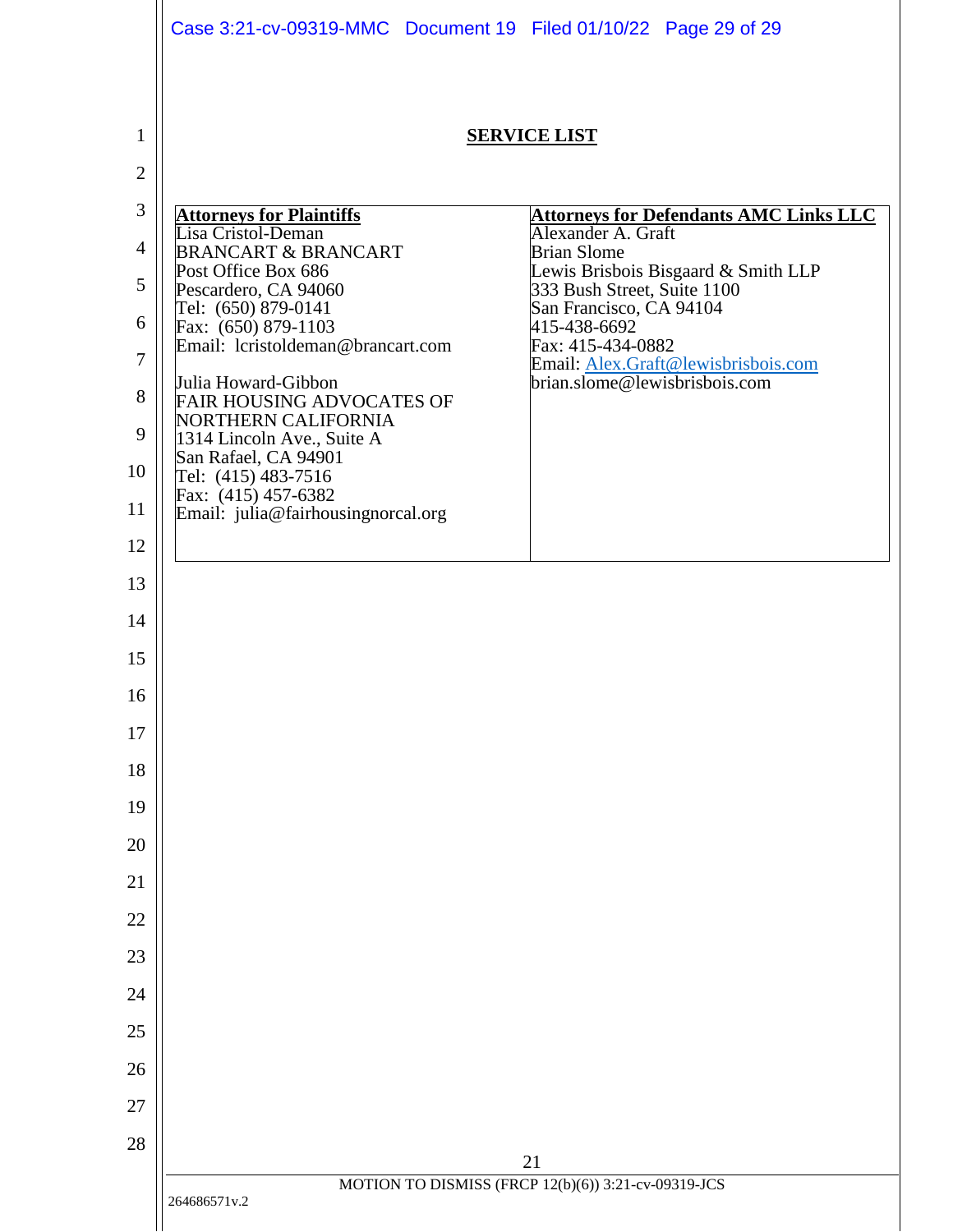**SERVICE LIST**

| Attorneys for Plaintiffs | Attorneys for Defendants AMC Links LLC |
|---|---|
| Lisa Cristol-Deman<br>BRANCART & BRANCART<br>Post Office Box 686<br>Pescardero, CA 94060<br>Tel: (650) 879-0141<br>Fax: (650) 879-1103<br>Email: lcristoldeman@brancart.com<br><br>Julia Howard-Gibbon<br>FAIR HOUSING ADVOCATES OF NORTHERN CALIFORNIA<br>1314 Lincoln Ave., Suite A<br>San Rafael, CA 94901<br>Tel: (415) 483-7516<br>Fax: (415) 457-6382<br>Email: julia@fairhousingnorcal.org | Alexander A. Graft<br>Brian Slome<br>Lewis Brisbois Bisgaard & Smith LLP<br>333 Bush Street, Suite 1100<br>San Francisco, CA 94104<br>415-438-6692<br>Fax: 415-434-0882<br>Email: Alex.Graft@lewisbrisbois.com<br>brian.slome@lewisbrisbois.com |

MOTION TO DISMISS (FRCP 12(b)(6)) 3:21-cv-09319-JCS

264686571v.2